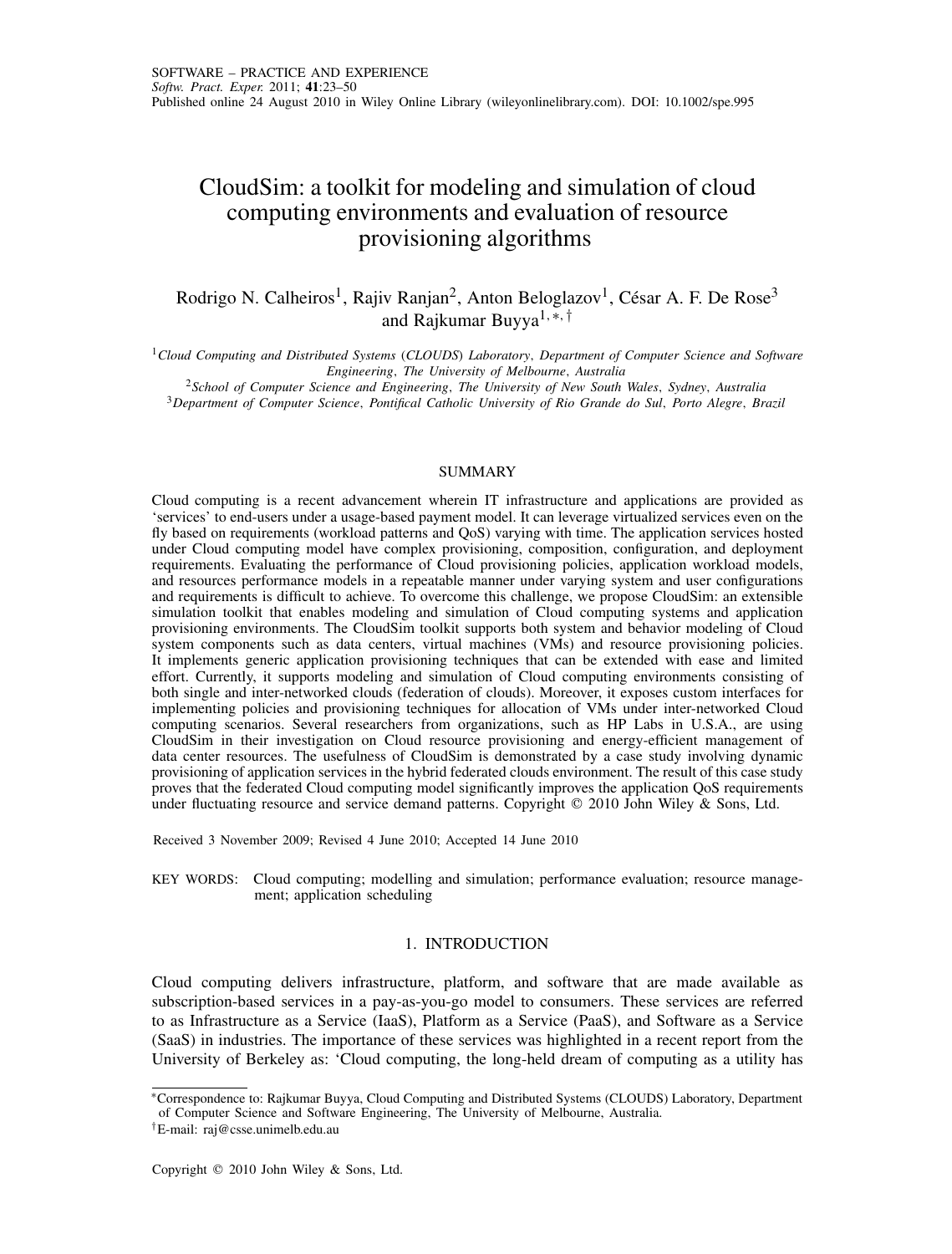# CloudSim: a toolkit for modeling and simulation of cloud computing environments and evaluation of resource provisioning algorithms

Rodrigo N. Calheiros[1], Rajiv Ranjan[2], Anton Beloglazov[1], César A. F. De Rose[3] and Rajkumar Buyya[1,*,†]

[1] *Cloud Computing and Distributed Systems (CLOUDS) Laboratory, Department of Computer Science and Software Engineering, The University of Melbourne, Australia*

[2] *School of Computer Science and Engineering, The University of New South Wales, Sydney, Australia*

[3] *Department of Computer Science, Pontifical Catholic University of Rio Grande do Sul, Porto Alegre, Brazil*

## SUMMARY

Cloud computing is a recent advancement wherein IT infrastructure and applications are provided as 'services' to end-users under a usage-based payment model. It can leverage virtualized services even on the fly based on requirements (workload patterns and QoS) varying with time. The application services hosted under Cloud computing model have complex provisioning, composition, configuration, and deployment requirements. Evaluating the performance of Cloud provisioning policies, application workload models, and resources performance models in a repeatable manner under varying system and user configurations and requirements is difficult to achieve. To overcome this challenge, we propose CloudSim: an extensible simulation toolkit that enables modeling and simulation of Cloud computing systems and application provisioning environments. The CloudSim toolkit supports both system and behavior modeling of Cloud system components such as data centers, virtual machines (VMs) and resource provisioning policies. It implements generic application provisioning techniques that can be extended with ease and limited effort. Currently, it supports modeling and simulation of Cloud computing environments consisting of both single and inter-networked clouds (federation of clouds). Moreover, it exposes custom interfaces for implementing policies and provisioning techniques for allocation of VMs under inter-networked Cloud computing scenarios. Several researchers from organizations, such as HP Labs in U.S.A., are using CloudSim in their investigation on Cloud resource provisioning and energy-efficient management of data center resources. The usefulness of CloudSim is demonstrated by a case study involving dynamic provisioning of application services in the hybrid federated clouds environment. The result of this case study proves that the federated Cloud computing model significantly improves the application QoS requirements under fluctuating resource and service demand patterns. Copyright © 2010 John Wiley & Sons, Ltd.

Received 3 November 2009; Revised 4 June 2010; Accepted 14 June 2010

KEY WORDS: Cloud computing; modelling and simulation; performance evaluation; resource management; application scheduling

## 1. INTRODUCTION

Cloud computing delivers infrastructure, platform, and software that are made available as subscription-based services in a pay-as-you-go model to consumers. These services are referred to as Infrastructure as a Service (IaaS), Platform as a Service (PaaS), and Software as a Service (SaaS) in industries. The importance of these services was highlighted in a recent report from the University of Berkeley as: 'Cloud computing, the long-held dream of computing as a utility has

---

*Correspondence to: Rajkumar Buyya, Cloud Computing and Distributed Systems (CLOUDS) Laboratory, Department of Computer Science and Software Engineering, The University of Melbourne, Australia.

†E-mail: raj@csse.unimelb.edu.au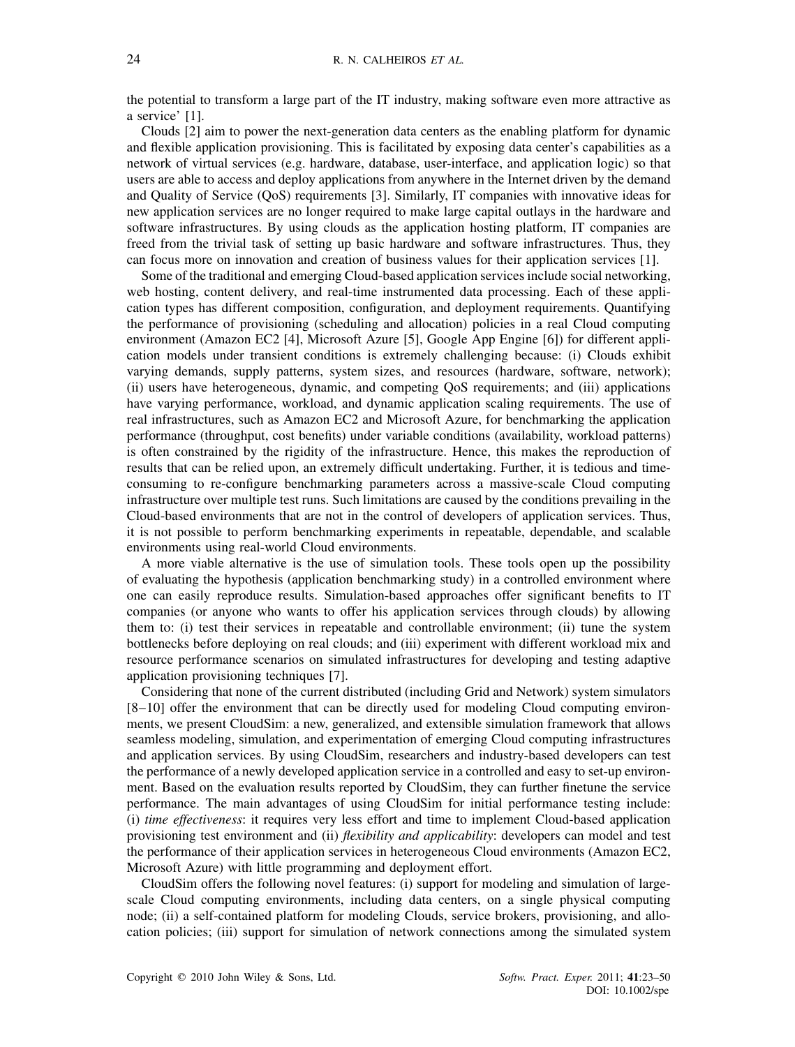the potential to transform a large part of the IT industry, making software even more attractive as a service' [1].

Clouds [2] aim to power the next-generation data centers as the enabling platform for dynamic and flexible application provisioning. This is facilitated by exposing data center's capabilities as a network of virtual services (e.g. hardware, database, user-interface, and application logic) so that users are able to access and deploy applications from anywhere in the Internet driven by the demand and Quality of Service (QoS) requirements [3]. Similarly, IT companies with innovative ideas for new application services are no longer required to make large capital outlays in the hardware and software infrastructures. By using clouds as the application hosting platform, IT companies are freed from the trivial task of setting up basic hardware and software infrastructures. Thus, they can focus more on innovation and creation of business values for their application services [1].

Some of the traditional and emerging Cloud-based application services include social networking, web hosting, content delivery, and real-time instrumented data processing. Each of these application types has different composition, configuration, and deployment requirements. Quantifying the performance of provisioning (scheduling and allocation) policies in a real Cloud computing environment (Amazon EC2 [4], Microsoft Azure [5], Google App Engine [6]) for different application models under transient conditions is extremely challenging because: (i) Clouds exhibit varying demands, supply patterns, system sizes, and resources (hardware, software, network); (ii) users have heterogeneous, dynamic, and competing QoS requirements; and (iii) applications have varying performance, workload, and dynamic application scaling requirements. The use of real infrastructures, such as Amazon EC2 and Microsoft Azure, for benchmarking the application performance (throughput, cost benefits) under variable conditions (availability, workload patterns) is often constrained by the rigidity of the infrastructure. Hence, this makes the reproduction of results that can be relied upon, an extremely difficult undertaking. Further, it is tedious and time-consuming to re-configure benchmarking parameters across a massive-scale Cloud computing infrastructure over multiple test runs. Such limitations are caused by the conditions prevailing in the Cloud-based environments that are not in the control of developers of application services. Thus, it is not possible to perform benchmarking experiments in repeatable, dependable, and scalable environments using real-world Cloud environments.

A more viable alternative is the use of simulation tools. These tools open up the possibility of evaluating the hypothesis (application benchmarking study) in a controlled environment where one can easily reproduce results. Simulation-based approaches offer significant benefits to IT companies (or anyone who wants to offer his application services through clouds) by allowing them to: (i) test their services in repeatable and controllable environment; (ii) tune the system bottlenecks before deploying on real clouds; and (iii) experiment with different workload mix and resource performance scenarios on simulated infrastructures for developing and testing adaptive application provisioning techniques [7].

Considering that none of the current distributed (including Grid and Network) system simulators [8–10] offer the environment that can be directly used for modeling Cloud computing environments, we present CloudSim: a new, generalized, and extensible simulation framework that allows seamless modeling, simulation, and experimentation of emerging Cloud computing infrastructures and application services. By using CloudSim, researchers and industry-based developers can test the performance of a newly developed application service in a controlled and easy to set-up environment. Based on the evaluation results reported by CloudSim, they can further finetune the service performance. The main advantages of using CloudSim for initial performance testing include: (i) *time effectiveness*: it requires very less effort and time to implement Cloud-based application provisioning test environment and (ii) *flexibility and applicability*: developers can model and test the performance of their application services in heterogeneous Cloud environments (Amazon EC2, Microsoft Azure) with little programming and deployment effort.

CloudSim offers the following novel features: (i) support for modeling and simulation of large-scale Cloud computing environments, including data centers, on a single physical computing node; (ii) a self-contained platform for modeling Clouds, service brokers, provisioning, and allocation policies; (iii) support for simulation of network connections among the simulated system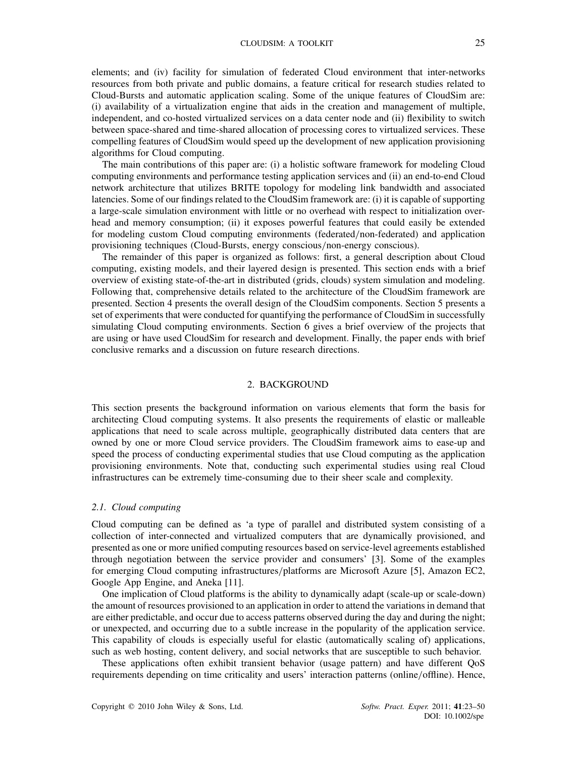elements; and (iv) facility for simulation of federated Cloud environment that inter-networks resources from both private and public domains, a feature critical for research studies related to Cloud-Bursts and automatic application scaling. Some of the unique features of CloudSim are: (i) availability of a virtualization engine that aids in the creation and management of multiple, independent, and co-hosted virtualized services on a data center node and (ii) flexibility to switch between space-shared and time-shared allocation of processing cores to virtualized services. These compelling features of CloudSim would speed up the development of new application provisioning algorithms for Cloud computing.

The main contributions of this paper are: (i) a holistic software framework for modeling Cloud computing environments and performance testing application services and (ii) an end-to-end Cloud network architecture that utilizes BRITE topology for modeling link bandwidth and associated latencies. Some of our findings related to the CloudSim framework are: (i) it is capable of supporting a large-scale simulation environment with little or no overhead with respect to initialization overhead and memory consumption; (ii) it exposes powerful features that could easily be extended for modeling custom Cloud computing environments (federated/non-federated) and application provisioning techniques (Cloud-Bursts, energy conscious/non-energy conscious).

The remainder of this paper is organized as follows: first, a general description about Cloud computing, existing models, and their layered design is presented. This section ends with a brief overview of existing state-of-the-art in distributed (grids, clouds) system simulation and modeling. Following that, comprehensive details related to the architecture of the CloudSim framework are presented. Section 4 presents the overall design of the CloudSim components. Section 5 presents a set of experiments that were conducted for quantifying the performance of CloudSim in successfully simulating Cloud computing environments. Section 6 gives a brief overview of the projects that are using or have used CloudSim for research and development. Finally, the paper ends with brief conclusive remarks and a discussion on future research directions.

## 2. BACKGROUND

This section presents the background information on various elements that form the basis for architecting Cloud computing systems. It also presents the requirements of elastic or malleable applications that need to scale across multiple, geographically distributed data centers that are owned by one or more Cloud service providers. The CloudSim framework aims to ease-up and speed the process of conducting experimental studies that use Cloud computing as the application provisioning environments. Note that, conducting such experimental studies using real Cloud infrastructures can be extremely time-consuming due to their sheer scale and complexity.

### *2.1. Cloud computing*

Cloud computing can be defined as 'a type of parallel and distributed system consisting of a collection of inter-connected and virtualized computers that are dynamically provisioned, and presented as one or more unified computing resources based on service-level agreements established through negotiation between the service provider and consumers' [3]. Some of the examples for emerging Cloud computing infrastructures/platforms are Microsoft Azure [5], Amazon EC2, Google App Engine, and Aneka [11].

One implication of Cloud platforms is the ability to dynamically adapt (scale-up or scale-down) the amount of resources provisioned to an application in order to attend the variations in demand that are either predictable, and occur due to access patterns observed during the day and during the night; or unexpected, and occurring due to a subtle increase in the popularity of the application service. This capability of clouds is especially useful for elastic (automatically scaling of) applications, such as web hosting, content delivery, and social networks that are susceptible to such behavior.

These applications often exhibit transient behavior (usage pattern) and have different QoS requirements depending on time criticality and users' interaction patterns (online/offline). Hence,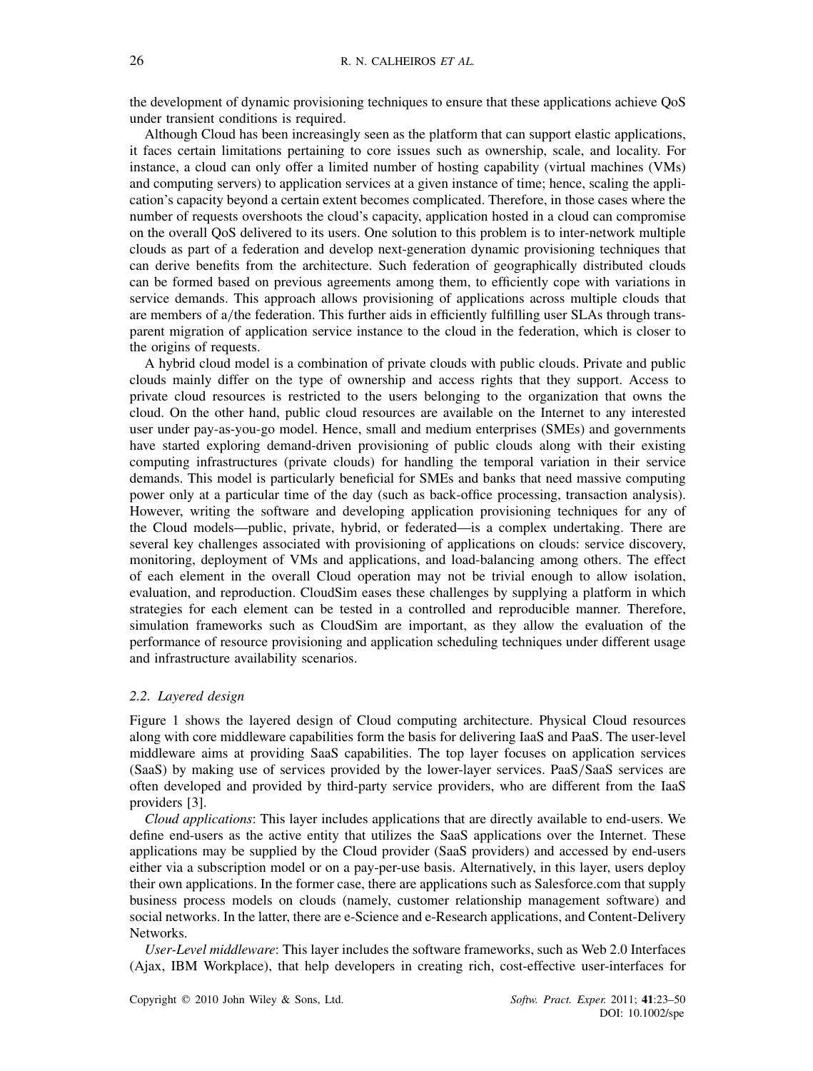the development of dynamic provisioning techniques to ensure that these applications achieve QoS under transient conditions is required.

Although Cloud has been increasingly seen as the platform that can support elastic applications, it faces certain limitations pertaining to core issues such as ownership, scale, and locality. For instance, a cloud can only offer a limited number of hosting capability (virtual machines (VMs) and computing servers) to application services at a given instance of time; hence, scaling the application's capacity beyond a certain extent becomes complicated. Therefore, in those cases where the number of requests overshoots the cloud's capacity, application hosted in a cloud can compromise on the overall QoS delivered to its users. One solution to this problem is to inter-network multiple clouds as part of a federation and develop next-generation dynamic provisioning techniques that can derive benefits from the architecture. Such federation of geographically distributed clouds can be formed based on previous agreements among them, to efficiently cope with variations in service demands. This approach allows provisioning of applications across multiple clouds that are members of a/the federation. This further aids in efficiently fulfilling user SLAs through transparent migration of application service instance to the cloud in the federation, which is closer to the origins of requests.

A hybrid cloud model is a combination of private clouds with public clouds. Private and public clouds mainly differ on the type of ownership and access rights that they support. Access to private cloud resources is restricted to the users belonging to the organization that owns the cloud. On the other hand, public cloud resources are available on the Internet to any interested user under pay-as-you-go model. Hence, small and medium enterprises (SMEs) and governments have started exploring demand-driven provisioning of public clouds along with their existing computing infrastructures (private clouds) for handling the temporal variation in their service demands. This model is particularly beneficial for SMEs and banks that need massive computing power only at a particular time of the day (such as back-office processing, transaction analysis). However, writing the software and developing application provisioning techniques for any of the Cloud models—public, private, hybrid, or federated—is a complex undertaking. There are several key challenges associated with provisioning of applications on clouds: service discovery, monitoring, deployment of VMs and applications, and load-balancing among others. The effect of each element in the overall Cloud operation may not be trivial enough to allow isolation, evaluation, and reproduction. CloudSim eases these challenges by supplying a platform in which strategies for each element can be tested in a controlled and reproducible manner. Therefore, simulation frameworks such as CloudSim are important, as they allow the evaluation of the performance of resource provisioning and application scheduling techniques under different usage and infrastructure availability scenarios.

### *2.2. Layered design*

Figure 1 shows the layered design of Cloud computing architecture. Physical Cloud resources along with core middleware capabilities form the basis for delivering IaaS and PaaS. The user-level middleware aims at providing SaaS capabilities. The top layer focuses on application services (SaaS) by making use of services provided by the lower-layer services. PaaS/SaaS services are often developed and provided by third-party service providers, who are different from the IaaS providers [3].

*Cloud applications*: This layer includes applications that are directly available to end-users. We define end-users as the active entity that utilizes the SaaS applications over the Internet. These applications may be supplied by the Cloud provider (SaaS providers) and accessed by end-users either via a subscription model or on a pay-per-use basis. Alternatively, in this layer, users deploy their own applications. In the former case, there are applications such as Salesforce.com that supply business process models on clouds (namely, customer relationship management software) and social networks. In the latter, there are e-Science and e-Research applications, and Content-Delivery Networks.

*User-Level middleware*: This layer includes the software frameworks, such as Web 2.0 Interfaces (Ajax, IBM Workplace), that help developers in creating rich, cost-effective user-interfaces for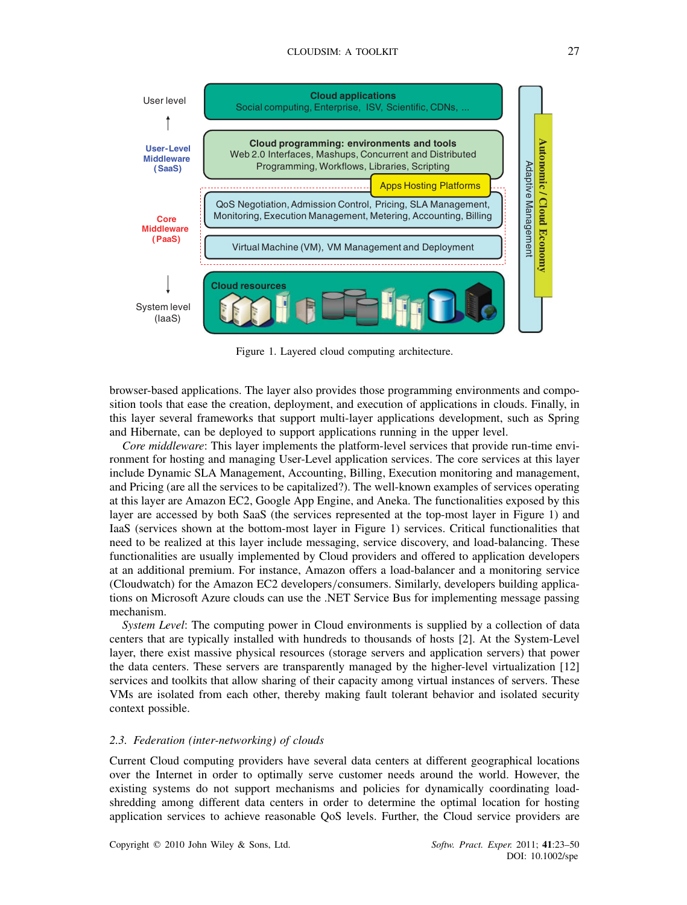Figure 1. Layered cloud computing architecture.

browser-based applications. The layer also provides those programming environments and composition tools that ease the creation, deployment, and execution of applications in clouds. Finally, in this layer several frameworks that support multi-layer applications development, such as Spring and Hibernate, can be deployed to support applications running in the upper level.

*Core middleware*: This layer implements the platform-level services that provide run-time environment for hosting and managing User-Level application services. The core services at this layer include Dynamic SLA Management, Accounting, Billing, Execution monitoring and management, and Pricing (are all the services to be capitalized?). The well-known examples of services operating at this layer are Amazon EC2, Google App Engine, and Aneka. The functionalities exposed by this layer are accessed by both SaaS (the services represented at the top-most layer in Figure 1) and IaaS (services shown at the bottom-most layer in Figure 1) services. Critical functionalities that need to be realized at this layer include messaging, service discovery, and load-balancing. These functionalities are usually implemented by Cloud providers and offered to application developers at an additional premium. For instance, Amazon offers a load-balancer and a monitoring service (Cloudwatch) for the Amazon EC2 developers/consumers. Similarly, developers building applications on Microsoft Azure clouds can use the .NET Service Bus for implementing message passing mechanism.

*System Level*: The computing power in Cloud environments is supplied by a collection of data centers that are typically installed with hundreds to thousands of hosts [2]. At the System-Level layer, there exist massive physical resources (storage servers and application servers) that power the data centers. These servers are transparently managed by the higher-level virtualization [12] services and toolkits that allow sharing of their capacity among virtual instances of servers. These VMs are isolated from each other, thereby making fault tolerant behavior and isolated security context possible.

### 2.3. *Federation (inter-networking) of clouds*

Current Cloud computing providers have several data centers at different geographical locations over the Internet in order to optimally serve customer needs around the world. However, the existing systems do not support mechanisms and policies for dynamically coordinating load-shredding among different data centers in order to determine the optimal location for hosting application services to achieve reasonable QoS levels. Further, the Cloud service providers are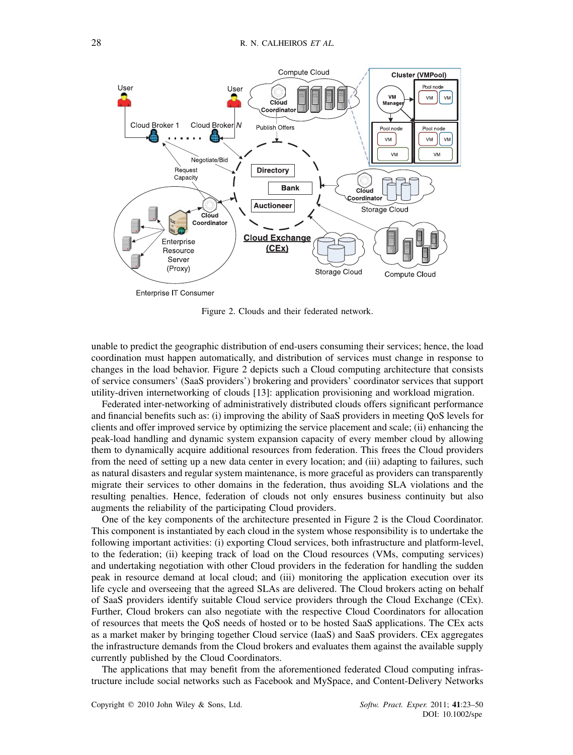User

User

Cloud Broker 1

Cloud Broker *N*

Compute Cloud

Cloud Coordinator

Publish Offers

Cluster (VMPool)

VM Manager

Pool node

VM

Negotiate/Bid

Request Capacity

Directory

Bank

Auctioneer

Cloud Exchange (CEx)

Cloud Coordinator

Storage Cloud

Cloud Coordinator

Enterprise Resource Server (Proxy)

Enterprise IT Consumer

Storage Cloud

Compute Cloud

Figure 2. Clouds and their federated network.

unable to predict the geographic distribution of end-users consuming their services; hence, the load coordination must happen automatically, and distribution of services must change in response to changes in the load behavior. Figure 2 depicts such a Cloud computing architecture that consists of service consumers' (SaaS providers') brokering and providers' coordinator services that support utility-driven internetworking of clouds [13]: application provisioning and workload migration.

Federated inter-networking of administratively distributed clouds offers significant performance and financial benefits such as: (i) improving the ability of SaaS providers in meeting QoS levels for clients and offer improved service by optimizing the service placement and scale; (ii) enhancing the peak-load handling and dynamic system expansion capacity of every member cloud by allowing them to dynamically acquire additional resources from federation. This frees the Cloud providers from the need of setting up a new data center in every location; and (iii) adapting to failures, such as natural disasters and regular system maintenance, is more graceful as providers can transparently migrate their services to other domains in the federation, thus avoiding SLA violations and the resulting penalties. Hence, federation of clouds not only ensures business continuity but also augments the reliability of the participating Cloud providers.

One of the key components of the architecture presented in Figure 2 is the Cloud Coordinator. This component is instantiated by each cloud in the system whose responsibility is to undertake the following important activities: (i) exporting Cloud services, both infrastructure and platform-level, to the federation; (ii) keeping track of load on the Cloud resources (VMs, computing services) and undertaking negotiation with other Cloud providers in the federation for handling the sudden peak in resource demand at local cloud; and (iii) monitoring the application execution over its life cycle and overseeing that the agreed SLAs are delivered. The Cloud brokers acting on behalf of SaaS providers identify suitable Cloud service providers through the Cloud Exchange (CEx). Further, Cloud brokers can also negotiate with the respective Cloud Coordinators for allocation of resources that meets the QoS needs of hosted or to be hosted SaaS applications. The CEx acts as a market maker by bringing together Cloud service (IaaS) and SaaS providers. CEx aggregates the infrastructure demands from the Cloud brokers and evaluates them against the available supply currently published by the Cloud Coordinators.

The applications that may benefit from the aforementioned federated Cloud computing infrastructure include social networks such as Facebook and MySpace, and Content-Delivery Networks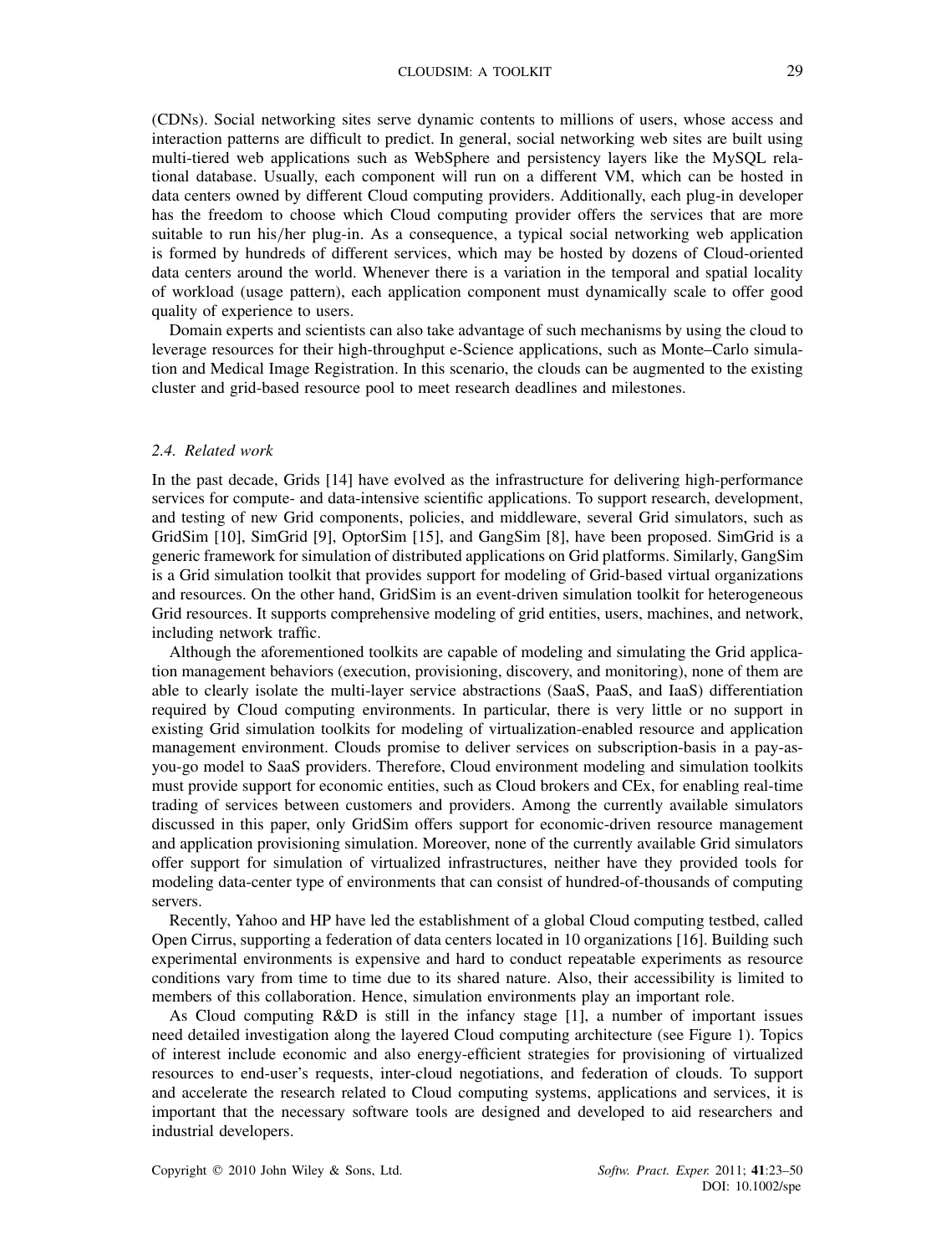(CDNs). Social networking sites serve dynamic contents to millions of users, whose access and interaction patterns are difficult to predict. In general, social networking web sites are built using multi-tiered web applications such as WebSphere and persistency layers like the MySQL relational database. Usually, each component will run on a different VM, which can be hosted in data centers owned by different Cloud computing providers. Additionally, each plug-in developer has the freedom to choose which Cloud computing provider offers the services that are more suitable to run his/her plug-in. As a consequence, a typical social networking web application is formed by hundreds of different services, which may be hosted by dozens of Cloud-oriented data centers around the world. Whenever there is a variation in the temporal and spatial locality of workload (usage pattern), each application component must dynamically scale to offer good quality of experience to users.

Domain experts and scientists can also take advantage of such mechanisms by using the cloud to leverage resources for their high-throughput e-Science applications, such as Monte–Carlo simulation and Medical Image Registration. In this scenario, the clouds can be augmented to the existing cluster and grid-based resource pool to meet research deadlines and milestones.

### 2.4. Related work

In the past decade, Grids [14] have evolved as the infrastructure for delivering high-performance services for compute- and data-intensive scientific applications. To support research, development, and testing of new Grid components, policies, and middleware, several Grid simulators, such as GridSim [10], SimGrid [9], OptorSim [15], and GangSim [8], have been proposed. SimGrid is a generic framework for simulation of distributed applications on Grid platforms. Similarly, GangSim is a Grid simulation toolkit that provides support for modeling of Grid-based virtual organizations and resources. On the other hand, GridSim is an event-driven simulation toolkit for heterogeneous Grid resources. It supports comprehensive modeling of grid entities, users, machines, and network, including network traffic.

Although the aforementioned toolkits are capable of modeling and simulating the Grid application management behaviors (execution, provisioning, discovery, and monitoring), none of them are able to clearly isolate the multi-layer service abstractions (SaaS, PaaS, and IaaS) differentiation required by Cloud computing environments. In particular, there is very little or no support in existing Grid simulation toolkits for modeling of virtualization-enabled resource and application management environment. Clouds promise to deliver services on subscription-basis in a pay-as-you-go model to SaaS providers. Therefore, Cloud environment modeling and simulation toolkits must provide support for economic entities, such as Cloud brokers and CEx, for enabling real-time trading of services between customers and providers. Among the currently available simulators discussed in this paper, only GridSim offers support for economic-driven resource management and application provisioning simulation. Moreover, none of the currently available Grid simulators offer support for simulation of virtualized infrastructures, neither have they provided tools for modeling data-center type of environments that can consist of hundred-of-thousands of computing servers.

Recently, Yahoo and HP have led the establishment of a global Cloud computing testbed, called Open Cirrus, supporting a federation of data centers located in 10 organizations [16]. Building such experimental environments is expensive and hard to conduct repeatable experiments as resource conditions vary from time to time due to its shared nature. Also, their accessibility is limited to members of this collaboration. Hence, simulation environments play an important role.

As Cloud computing R&D is still in the infancy stage [1], a number of important issues need detailed investigation along the layered Cloud computing architecture (see Figure 1). Topics of interest include economic and also energy-efficient strategies for provisioning of virtualized resources to end-user's requests, inter-cloud negotiations, and federation of clouds. To support and accelerate the research related to Cloud computing systems, applications and services, it is important that the necessary software tools are designed and developed to aid researchers and industrial developers.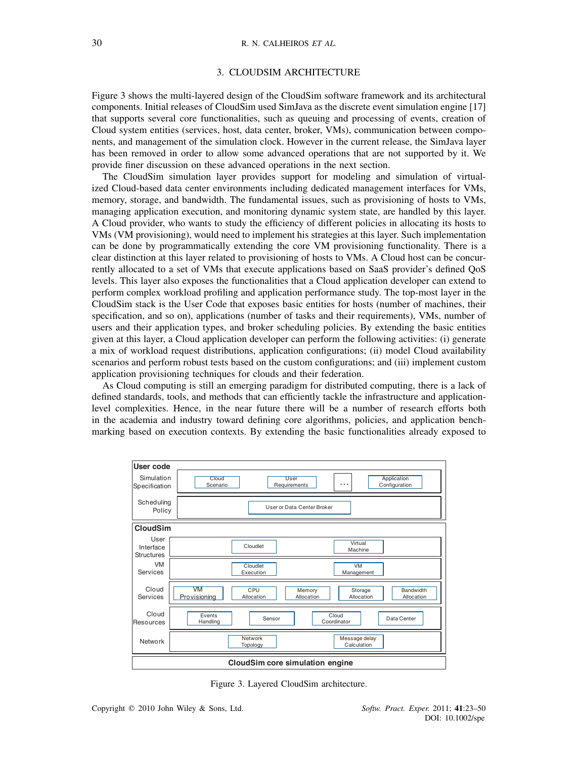## 3. CLOUDSIM ARCHITECTURE

Figure 3 shows the multi-layered design of the CloudSim software framework and its architectural components. Initial releases of CloudSim used SimJava as the discrete event simulation engine [17] that supports several core functionalities, such as queuing and processing of events, creation of Cloud system entities (services, host, data center, broker, VMs), communication between components, and management of the simulation clock. However in the current release, the SimJava layer has been removed in order to allow some advanced operations that are not supported by it. We provide finer discussion on these advanced operations in the next section.

The CloudSim simulation layer provides support for modeling and simulation of virtualized Cloud-based data center environments including dedicated management interfaces for VMs, memory, storage, and bandwidth. The fundamental issues, such as provisioning of hosts to VMs, managing application execution, and monitoring dynamic system state, are handled by this layer. A Cloud provider, who wants to study the efficiency of different policies in allocating its hosts to VMs (VM provisioning), would need to implement his strategies at this layer. Such implementation can be done by programmatically extending the core VM provisioning functionality. There is a clear distinction at this layer related to provisioning of hosts to VMs. A Cloud host can be concurrently allocated to a set of VMs that execute applications based on SaaS provider's defined QoS levels. This layer also exposes the functionalities that a Cloud application developer can extend to perform complex workload profiling and application performance study. The top-most layer in the CloudSim stack is the User Code that exposes basic entities for hosts (number of machines, their specification, and so on), applications (number of tasks and their requirements), VMs, number of users and their application types, and broker scheduling policies. By extending the basic entities given at this layer, a Cloud application developer can perform the following activities: (i) generate a mix of workload request distributions, application configurations; (ii) model Cloud availability scenarios and perform robust tests based on the custom configurations; and (iii) implement custom application provisioning techniques for clouds and their federation.

As Cloud computing is still an emerging paradigm for distributed computing, there is a lack of defined standards, tools, and methods that can efficiently tackle the infrastructure and application-level complexities. Hence, in the near future there will be a number of research efforts both in the academia and industry toward defining core algorithms, policies, and application benchmarking based on execution contexts. By extending the basic functionalities already exposed to

User code

Simulation Specification: Cloud Scenario | User Requirements | ... | Application Configuration

Scheduling Policy: User or Data Center Broker

CloudSim

User Interface Structures: Cloudlet | Virtual Machine

VM Services: Cloudlet Execution | VM Management

Cloud Services: VM Provisioning | CPU Allocation | Memory Allocation | Storage Allocation | Bandwidth Allocation

Cloud Resources: Events Handling | Sensor | Cloud Coordinator | Data Center

Network: Network Topology | Message delay Calculation

CloudSim core simulation engine

Figure 3. Layered CloudSim architecture.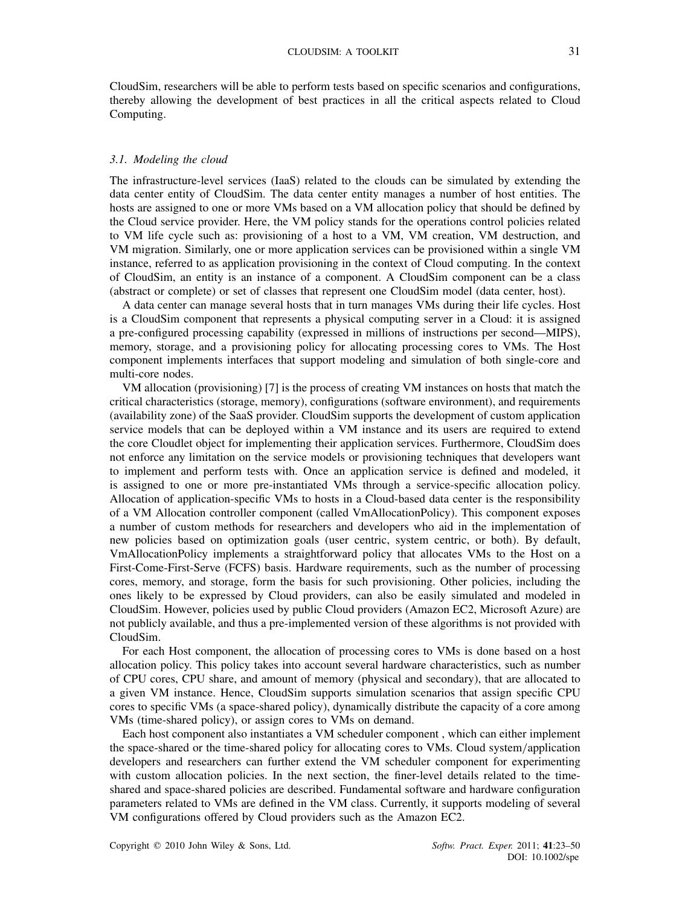CloudSim, researchers will be able to perform tests based on specific scenarios and configurations, thereby allowing the development of best practices in all the critical aspects related to Cloud Computing.

### *3.1. Modeling the cloud*

The infrastructure-level services (IaaS) related to the clouds can be simulated by extending the data center entity of CloudSim. The data center entity manages a number of host entities. The hosts are assigned to one or more VMs based on a VM allocation policy that should be defined by the Cloud service provider. Here, the VM policy stands for the operations control policies related to VM life cycle such as: provisioning of a host to a VM, VM creation, VM destruction, and VM migration. Similarly, one or more application services can be provisioned within a single VM instance, referred to as application provisioning in the context of Cloud computing. In the context of CloudSim, an entity is an instance of a component. A CloudSim component can be a class (abstract or complete) or set of classes that represent one CloudSim model (data center, host).

A data center can manage several hosts that in turn manages VMs during their life cycles. Host is a CloudSim component that represents a physical computing server in a Cloud: it is assigned a pre-configured processing capability (expressed in millions of instructions per second—MIPS), memory, storage, and a provisioning policy for allocating processing cores to VMs. The Host component implements interfaces that support modeling and simulation of both single-core and multi-core nodes.

VM allocation (provisioning) [7] is the process of creating VM instances on hosts that match the critical characteristics (storage, memory), configurations (software environment), and requirements (availability zone) of the SaaS provider. CloudSim supports the development of custom application service models that can be deployed within a VM instance and its users are required to extend the core Cloudlet object for implementing their application services. Furthermore, CloudSim does not enforce any limitation on the service models or provisioning techniques that developers want to implement and perform tests with. Once an application service is defined and modeled, it is assigned to one or more pre-instantiated VMs through a service-specific allocation policy. Allocation of application-specific VMs to hosts in a Cloud-based data center is the responsibility of a VM Allocation controller component (called VmAllocationPolicy). This component exposes a number of custom methods for researchers and developers who aid in the implementation of new policies based on optimization goals (user centric, system centric, or both). By default, VmAllocationPolicy implements a straightforward policy that allocates VMs to the Host on a First-Come-First-Serve (FCFS) basis. Hardware requirements, such as the number of processing cores, memory, and storage, form the basis for such provisioning. Other policies, including the ones likely to be expressed by Cloud providers, can also be easily simulated and modeled in CloudSim. However, policies used by public Cloud providers (Amazon EC2, Microsoft Azure) are not publicly available, and thus a pre-implemented version of these algorithms is not provided with CloudSim.

For each Host component, the allocation of processing cores to VMs is done based on a host allocation policy. This policy takes into account several hardware characteristics, such as number of CPU cores, CPU share, and amount of memory (physical and secondary), that are allocated to a given VM instance. Hence, CloudSim supports simulation scenarios that assign specific CPU cores to specific VMs (a space-shared policy), dynamically distribute the capacity of a core among VMs (time-shared policy), or assign cores to VMs on demand.

Each host component also instantiates a VM scheduler component , which can either implement the space-shared or the time-shared policy for allocating cores to VMs. Cloud system/application developers and researchers can further extend the VM scheduler component for experimenting with custom allocation policies. In the next section, the finer-level details related to the time-shared and space-shared policies are described. Fundamental software and hardware configuration parameters related to VMs are defined in the VM class. Currently, it supports modeling of several VM configurations offered by Cloud providers such as the Amazon EC2.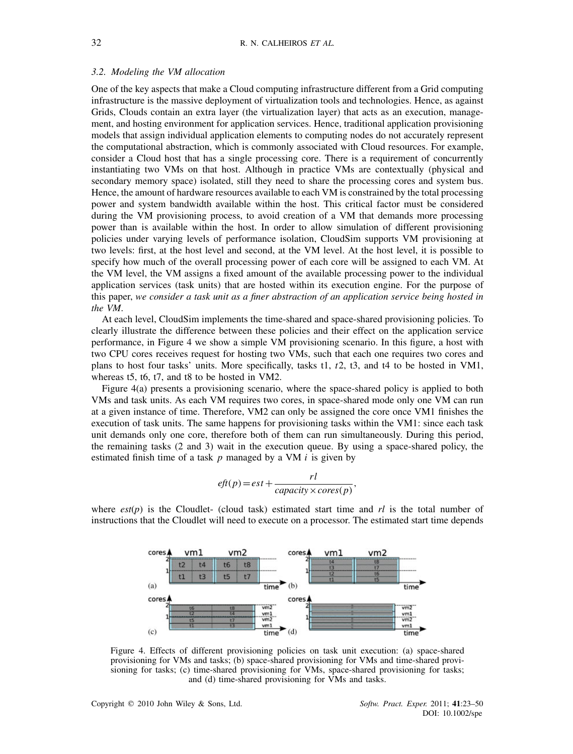### 3.2. Modeling the VM allocation

One of the key aspects that make a Cloud computing infrastructure different from a Grid computing infrastructure is the massive deployment of virtualization tools and technologies. Hence, as against Grids, Clouds contain an extra layer (the virtualization layer) that acts as an execution, management, and hosting environment for application services. Hence, traditional application provisioning models that assign individual application elements to computing nodes do not accurately represent the computational abstraction, which is commonly associated with Cloud resources. For example, consider a Cloud host that has a single processing core. There is a requirement of concurrently instantiating two VMs on that host. Although in practice VMs are contextually (physical and secondary memory space) isolated, still they need to share the processing cores and system bus. Hence, the amount of hardware resources available to each VM is constrained by the total processing power and system bandwidth available within the host. This critical factor must be considered during the VM provisioning process, to avoid creation of a VM that demands more processing power than is available within the host. In order to allow simulation of different provisioning policies under varying levels of performance isolation, CloudSim supports VM provisioning at two levels: first, at the host level and second, at the VM level. At the host level, it is possible to specify how much of the overall processing power of each core will be assigned to each VM. At the VM level, the VM assigns a fixed amount of the available processing power to the individual application services (task units) that are hosted within its execution engine. For the purpose of this paper, *we consider a task unit as a finer abstraction of an application service being hosted in the VM*.

At each level, CloudSim implements the time-shared and space-shared provisioning policies. To clearly illustrate the difference between these policies and their effect on the application service performance, in Figure 4 we show a simple VM provisioning scenario. In this figure, a host with two CPU cores receives request for hosting two VMs, such that each one requires two cores and plans to host four tasks' units. More specifically, tasks t1, *t*2, t3, and t4 to be hosted in VM1, whereas t5, t6, t7, and t8 to be hosted in VM2.

Figure 4(a) presents a provisioning scenario, where the space-shared policy is applied to both VMs and task units. As each VM requires two cores, in space-shared mode only one VM can run at a given instance of time. Therefore, VM2 can only be assigned the core once VM1 finishes the execution of task units. The same happens for provisioning tasks within the VM1: since each task unit demands only one core, therefore both of them can run simultaneously. During this period, the remaining tasks (2 and 3) wait in the execution queue. By using a space-shared policy, the estimated finish time of a task $p$ managed by a VM $i$ is given by

$$eft(p) = est + \frac{rl}{capacity \times cores(p)},$$

where $est(p)$ is the Cloudlet- (cloud task) estimated start time and $rl$ is the total number of instructions that the Cloudlet will need to execute on a processor. The estimated start time depends

cores vm1 vm2 2 1 t2 t4 t6 t8 t1 t3 t5 t7 time (a)

cores vm1 vm2 2 1 t4 t3 t2 t1 t8 t7 t6 t5 time (b)

cores 2 1 t6 t2 t5 t1 t8 t4 t7 t3 vm2 vm1 vm2 vm1 time (c)

cores 2 1 vm2 vm1 vm2 vm1 time (d)

Figure 4. Effects of different provisioning policies on task unit execution: (a) space-shared provisioning for VMs and tasks; (b) space-shared provisioning for VMs and time-shared provisioning for tasks; (c) time-shared provisioning for VMs, space-shared provisioning for tasks; and (d) time-shared provisioning for VMs and tasks.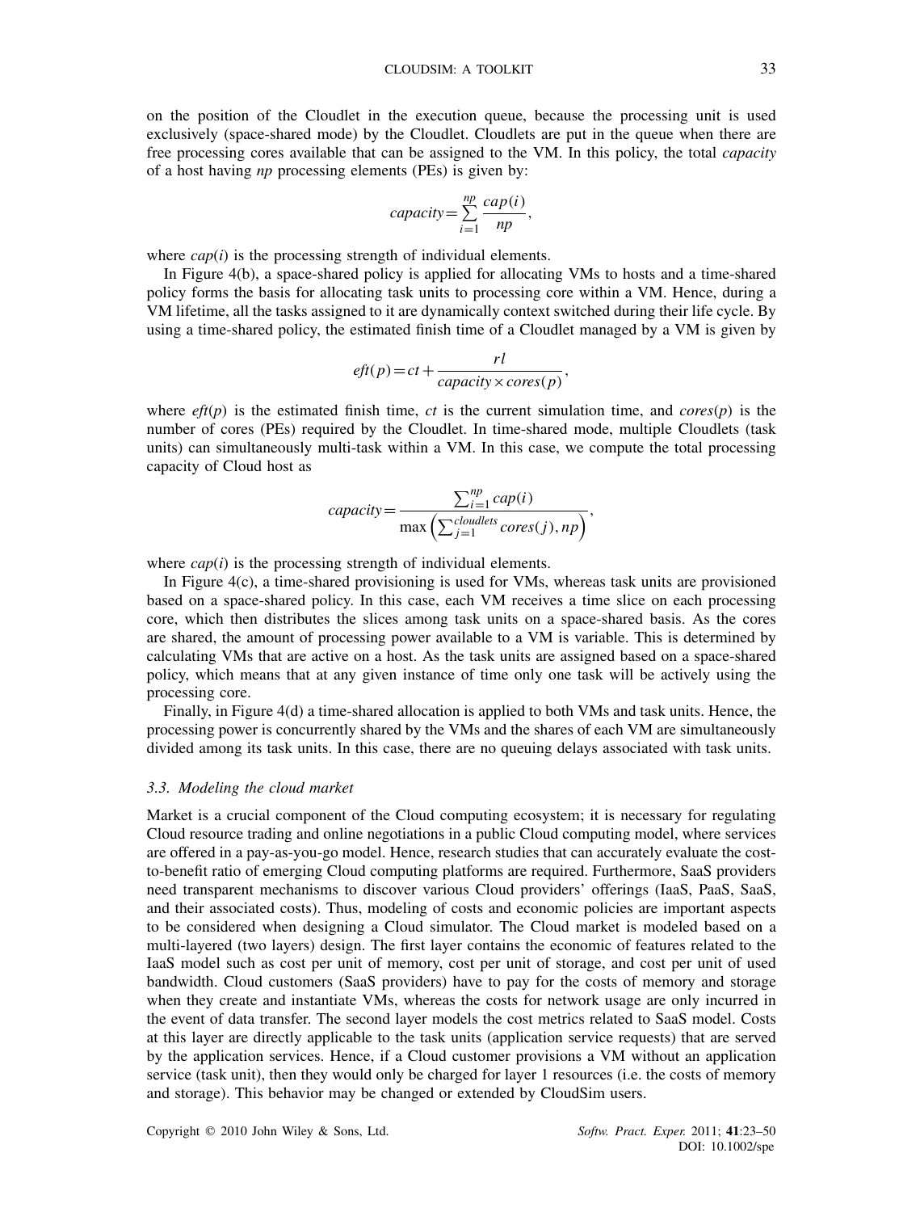on the position of the Cloudlet in the execution queue, because the processing unit is used exclusively (space-shared mode) by the Cloudlet. Cloudlets are put in the queue when there are free processing cores available that can be assigned to the VM. In this policy, the total *capacity* of a host having *np* processing elements (PEs) is given by:

$$capacity = \sum_{i=1}^{np} \frac{cap(i)}{np},$$

where *cap*(*i*) is the processing strength of individual elements.

In Figure 4(b), a space-shared policy is applied for allocating VMs to hosts and a time-shared policy forms the basis for allocating task units to processing core within a VM. Hence, during a VM lifetime, all the tasks assigned to it are dynamically context switched during their life cycle. By using a time-shared policy, the estimated finish time of a Cloudlet managed by a VM is given by

$$eft(p) = ct + \frac{rl}{capacity \times cores(p)},$$

where *eft*(*p*) is the estimated finish time, *ct* is the current simulation time, and *cores*(*p*) is the number of cores (PEs) required by the Cloudlet. In time-shared mode, multiple Cloudlets (task units) can simultaneously multi-task within a VM. In this case, we compute the total processing capacity of Cloud host as

$$capacity = \frac{\sum_{i=1}^{np} cap(i)}{\max\left(\sum_{j=1}^{cloudlets} cores(j), np\right)},$$

where *cap*(*i*) is the processing strength of individual elements.

In Figure 4(c), a time-shared provisioning is used for VMs, whereas task units are provisioned based on a space-shared policy. In this case, each VM receives a time slice on each processing core, which then distributes the slices among task units on a space-shared basis. As the cores are shared, the amount of processing power available to a VM is variable. This is determined by calculating VMs that are active on a host. As the task units are assigned based on a space-shared policy, which means that at any given instance of time only one task will be actively using the processing core.

Finally, in Figure 4(d) a time-shared allocation is applied to both VMs and task units. Hence, the processing power is concurrently shared by the VMs and the shares of each VM are simultaneously divided among its task units. In this case, there are no queuing delays associated with task units.

### *3.3. Modeling the cloud market*

Market is a crucial component of the Cloud computing ecosystem; it is necessary for regulating Cloud resource trading and online negotiations in a public Cloud computing model, where services are offered in a pay-as-you-go model. Hence, research studies that can accurately evaluate the cost-to-benefit ratio of emerging Cloud computing platforms are required. Furthermore, SaaS providers need transparent mechanisms to discover various Cloud providers' offerings (IaaS, PaaS, SaaS, and their associated costs). Thus, modeling of costs and economic policies are important aspects to be considered when designing a Cloud simulator. The Cloud market is modeled based on a multi-layered (two layers) design. The first layer contains the economic of features related to the IaaS model such as cost per unit of memory, cost per unit of storage, and cost per unit of used bandwidth. Cloud customers (SaaS providers) have to pay for the costs of memory and storage when they create and instantiate VMs, whereas the costs for network usage are only incurred in the event of data transfer. The second layer models the cost metrics related to SaaS model. Costs at this layer are directly applicable to the task units (application service requests) that are served by the application services. Hence, if a Cloud customer provisions a VM without an application service (task unit), then they would only be charged for layer 1 resources (i.e. the costs of memory and storage). This behavior may be changed or extended by CloudSim users.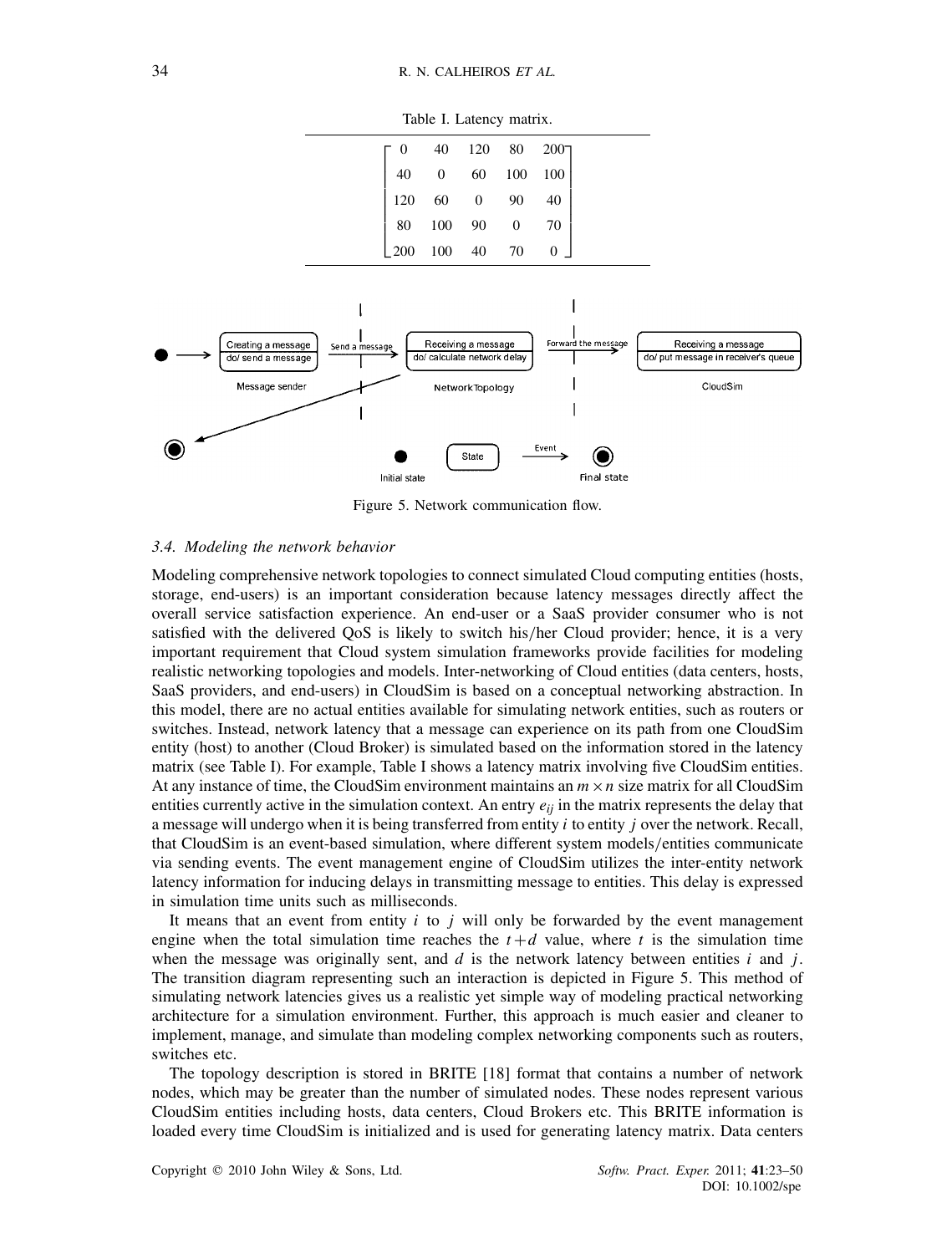Table I. Latency matrix.

$$\begin{bmatrix} 0 & 40 & 120 & 80 & 200 \\ 40 & 0 & 60 & 100 & 100 \\ 120 & 60 & 0 & 90 & 40 \\ 80 & 100 & 90 & 0 & 70 \\ 200 & 100 & 40 & 70 & 0 \end{bmatrix}$$

Creating a message
do/ send a message
Message sender
Send a message
Receiving a message
do/ calculate network delay
NetworkTopology
Forward the message
Receiving a message
do/ put message in receiver's queue
CloudSim
Initial state
State
Event
Final state

Figure 5. Network communication flow.

### 3.4. Modeling the network behavior

Modeling comprehensive network topologies to connect simulated Cloud computing entities (hosts, storage, end-users) is an important consideration because latency messages directly affect the overall service satisfaction experience. An end-user or a SaaS provider consumer who is not satisfied with the delivered QoS is likely to switch his/her Cloud provider; hence, it is a very important requirement that Cloud system simulation frameworks provide facilities for modeling realistic networking topologies and models. Inter-networking of Cloud entities (data centers, hosts, SaaS providers, and end-users) in CloudSim is based on a conceptual networking abstraction. In this model, there are no actual entities available for simulating network entities, such as routers or switches. Instead, network latency that a message can experience on its path from one CloudSim entity (host) to another (Cloud Broker) is simulated based on the information stored in the latency matrix (see Table I). For example, Table I shows a latency matrix involving five CloudSim entities. At any instance of time, the CloudSim environment maintains an $m \times n$ size matrix for all CloudSim entities currently active in the simulation context. An entry $e_{ij}$ in the matrix represents the delay that a message will undergo when it is being transferred from entity $i$ to entity $j$ over the network. Recall, that CloudSim is an event-based simulation, where different system models/entities communicate via sending events. The event management engine of CloudSim utilizes the inter-entity network latency information for inducing delays in transmitting message to entities. This delay is expressed in simulation time units such as milliseconds.

It means that an event from entity $i$ to $j$ will only be forwarded by the event management engine when the total simulation time reaches the $t+d$ value, where $t$ is the simulation time when the message was originally sent, and $d$ is the network latency between entities $i$ and $j$. The transition diagram representing such an interaction is depicted in Figure 5. This method of simulating network latencies gives us a realistic yet simple way of modeling practical networking architecture for a simulation environment. Further, this approach is much easier and cleaner to implement, manage, and simulate than modeling complex networking components such as routers, switches etc.

The topology description is stored in BRITE [18] format that contains a number of network nodes, which may be greater than the number of simulated nodes. These nodes represent various CloudSim entities including hosts, data centers, Cloud Brokers etc. This BRITE information is loaded every time CloudSim is initialized and is used for generating latency matrix. Data centers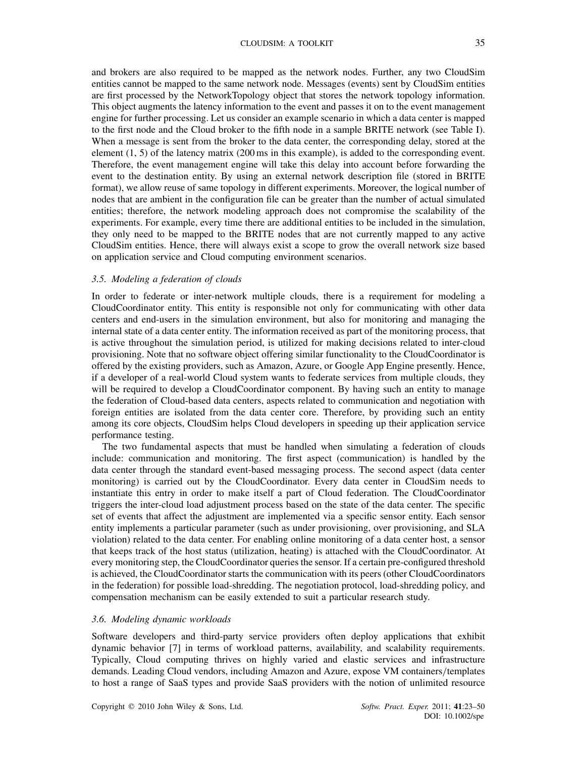and brokers are also required to be mapped as the network nodes. Further, any two CloudSim entities cannot be mapped to the same network node. Messages (events) sent by CloudSim entities are first processed by the NetworkTopology object that stores the network topology information. This object augments the latency information to the event and passes it on to the event management engine for further processing. Let us consider an example scenario in which a data center is mapped to the first node and the Cloud broker to the fifth node in a sample BRITE network (see Table I). When a message is sent from the broker to the data center, the corresponding delay, stored at the element (1, 5) of the latency matrix (200 ms in this example), is added to the corresponding event. Therefore, the event management engine will take this delay into account before forwarding the event to the destination entity. By using an external network description file (stored in BRITE format), we allow reuse of same topology in different experiments. Moreover, the logical number of nodes that are ambient in the configuration file can be greater than the number of actual simulated entities; therefore, the network modeling approach does not compromise the scalability of the experiments. For example, every time there are additional entities to be included in the simulation, they only need to be mapped to the BRITE nodes that are not currently mapped to any active CloudSim entities. Hence, there will always exist a scope to grow the overall network size based on application service and Cloud computing environment scenarios.

### *3.5. Modeling a federation of clouds*

In order to federate or inter-network multiple clouds, there is a requirement for modeling a CloudCoordinator entity. This entity is responsible not only for communicating with other data centers and end-users in the simulation environment, but also for monitoring and managing the internal state of a data center entity. The information received as part of the monitoring process, that is active throughout the simulation period, is utilized for making decisions related to inter-cloud provisioning. Note that no software object offering similar functionality to the CloudCoordinator is offered by the existing providers, such as Amazon, Azure, or Google App Engine presently. Hence, if a developer of a real-world Cloud system wants to federate services from multiple clouds, they will be required to develop a CloudCoordinator component. By having such an entity to manage the federation of Cloud-based data centers, aspects related to communication and negotiation with foreign entities are isolated from the data center core. Therefore, by providing such an entity among its core objects, CloudSim helps Cloud developers in speeding up their application service performance testing.

The two fundamental aspects that must be handled when simulating a federation of clouds include: communication and monitoring. The first aspect (communication) is handled by the data center through the standard event-based messaging process. The second aspect (data center monitoring) is carried out by the CloudCoordinator. Every data center in CloudSim needs to instantiate this entry in order to make itself a part of Cloud federation. The CloudCoordinator triggers the inter-cloud load adjustment process based on the state of the data center. The specific set of events that affect the adjustment are implemented via a specific sensor entity. Each sensor entity implements a particular parameter (such as under provisioning, over provisioning, and SLA violation) related to the data center. For enabling online monitoring of a data center host, a sensor that keeps track of the host status (utilization, heating) is attached with the CloudCoordinator. At every monitoring step, the CloudCoordinator queries the sensor. If a certain pre-configured threshold is achieved, the CloudCoordinator starts the communication with its peers (other CloudCoordinators in the federation) for possible load-shredding. The negotiation protocol, load-shredding policy, and compensation mechanism can be easily extended to suit a particular research study.

### *3.6. Modeling dynamic workloads*

Software developers and third-party service providers often deploy applications that exhibit dynamic behavior [7] in terms of workload patterns, availability, and scalability requirements. Typically, Cloud computing thrives on highly varied and elastic services and infrastructure demands. Leading Cloud vendors, including Amazon and Azure, expose VM containers/templates to host a range of SaaS types and provide SaaS providers with the notion of unlimited resource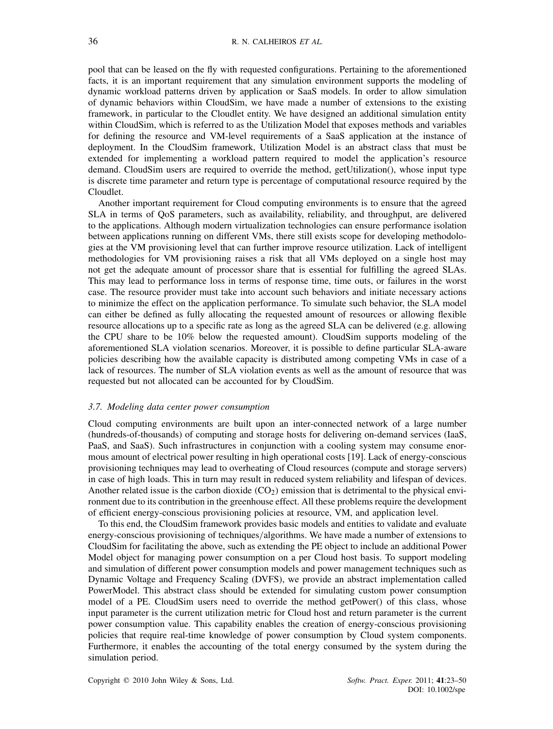pool that can be leased on the fly with requested configurations. Pertaining to the aforementioned facts, it is an important requirement that any simulation environment supports the modeling of dynamic workload patterns driven by application or SaaS models. In order to allow simulation of dynamic behaviors within CloudSim, we have made a number of extensions to the existing framework, in particular to the Cloudlet entity. We have designed an additional simulation entity within CloudSim, which is referred to as the Utilization Model that exposes methods and variables for defining the resource and VM-level requirements of a SaaS application at the instance of deployment. In the CloudSim framework, Utilization Model is an abstract class that must be extended for implementing a workload pattern required to model the application's resource demand. CloudSim users are required to override the method, getUtilization(), whose input type is discrete time parameter and return type is percentage of computational resource required by the Cloudlet.

Another important requirement for Cloud computing environments is to ensure that the agreed SLA in terms of QoS parameters, such as availability, reliability, and throughput, are delivered to the applications. Although modern virtualization technologies can ensure performance isolation between applications running on different VMs, there still exists scope for developing methodologies at the VM provisioning level that can further improve resource utilization. Lack of intelligent methodologies for VM provisioning raises a risk that all VMs deployed on a single host may not get the adequate amount of processor share that is essential for fulfilling the agreed SLAs. This may lead to performance loss in terms of response time, time outs, or failures in the worst case. The resource provider must take into account such behaviors and initiate necessary actions to minimize the effect on the application performance. To simulate such behavior, the SLA model can either be defined as fully allocating the requested amount of resources or allowing flexible resource allocations up to a specific rate as long as the agreed SLA can be delivered (e.g. allowing the CPU share to be 10% below the requested amount). CloudSim supports modeling of the aforementioned SLA violation scenarios. Moreover, it is possible to define particular SLA-aware policies describing how the available capacity is distributed among competing VMs in case of a lack of resources. The number of SLA violation events as well as the amount of resource that was requested but not allocated can be accounted for by CloudSim.

### 3.7. Modeling data center power consumption

Cloud computing environments are built upon an inter-connected network of a large number (hundreds-of-thousands) of computing and storage hosts for delivering on-demand services (IaaS, PaaS, and SaaS). Such infrastructures in conjunction with a cooling system may consume enormous amount of electrical power resulting in high operational costs [19]. Lack of energy-conscious provisioning techniques may lead to overheating of Cloud resources (compute and storage servers) in case of high loads. This in turn may result in reduced system reliability and lifespan of devices. Another related issue is the carbon dioxide ($CO_2$) emission that is detrimental to the physical environment due to its contribution in the greenhouse effect. All these problems require the development of efficient energy-conscious provisioning policies at resource, VM, and application level.

To this end, the CloudSim framework provides basic models and entities to validate and evaluate energy-conscious provisioning of techniques/algorithms. We have made a number of extensions to CloudSim for facilitating the above, such as extending the PE object to include an additional Power Model object for managing power consumption on a per Cloud host basis. To support modeling and simulation of different power consumption models and power management techniques such as Dynamic Voltage and Frequency Scaling (DVFS), we provide an abstract implementation called PowerModel. This abstract class should be extended for simulating custom power consumption model of a PE. CloudSim users need to override the method getPower() of this class, whose input parameter is the current utilization metric for Cloud host and return parameter is the current power consumption value. This capability enables the creation of energy-conscious provisioning policies that require real-time knowledge of power consumption by Cloud system components. Furthermore, it enables the accounting of the total energy consumed by the system during the simulation period.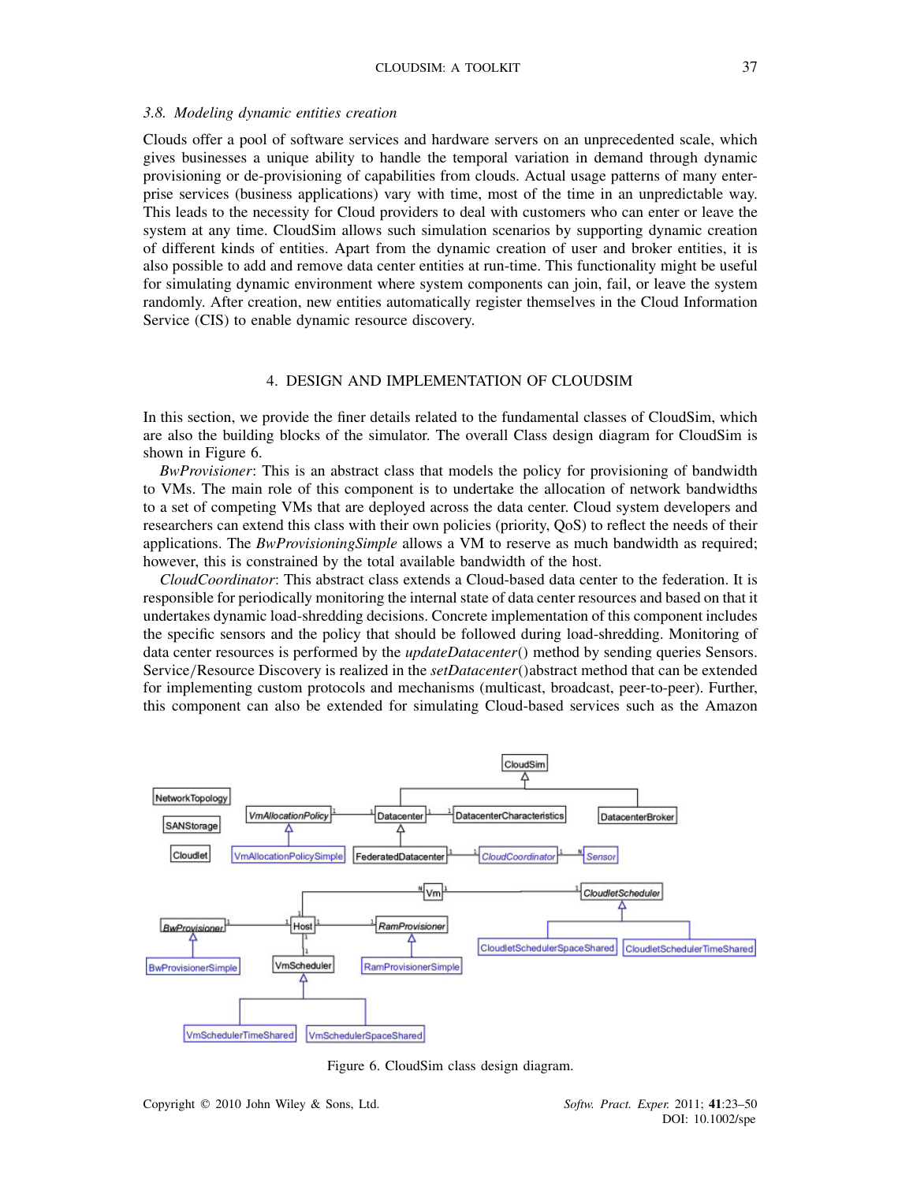### 3.8. *Modeling dynamic entities creation*

Clouds offer a pool of software services and hardware servers on an unprecedented scale, which gives businesses a unique ability to handle the temporal variation in demand through dynamic provisioning or de-provisioning of capabilities from clouds. Actual usage patterns of many enterprise services (business applications) vary with time, most of the time in an unpredictable way. This leads to the necessity for Cloud providers to deal with customers who can enter or leave the system at any time. CloudSim allows such simulation scenarios by supporting dynamic creation of different kinds of entities. Apart from the dynamic creation of user and broker entities, it is also possible to add and remove data center entities at run-time. This functionality might be useful for simulating dynamic environment where system components can join, fail, or leave the system randomly. After creation, new entities automatically register themselves in the Cloud Information Service (CIS) to enable dynamic resource discovery.

## 4. DESIGN AND IMPLEMENTATION OF CLOUDSIM

In this section, we provide the finer details related to the fundamental classes of CloudSim, which are also the building blocks of the simulator. The overall Class design diagram for CloudSim is shown in Figure 6.

*BwProvisioner*: This is an abstract class that models the policy for provisioning of bandwidth to VMs. The main role of this component is to undertake the allocation of network bandwidths to a set of competing VMs that are deployed across the data center. Cloud system developers and researchers can extend this class with their own policies (priority, QoS) to reflect the needs of their applications. The *BwProvisioningSimple* allows a VM to reserve as much bandwidth as required; however, this is constrained by the total available bandwidth of the host.

*CloudCoordinator*: This abstract class extends a Cloud-based data center to the federation. It is responsible for periodically monitoring the internal state of data center resources and based on that it undertakes dynamic load-shredding decisions. Concrete implementation of this component includes the specific sensors and the policy that should be followed during load-shredding. Monitoring of data center resources is performed by the *updateDatacenter*() method by sending queries Sensors. Service/Resource Discovery is realized in the *setDatacenter*()abstract method that can be extended for implementing custom protocols and mechanisms (multicast, broadcast, peer-to-peer). Further, this component can also be extended for simulating Cloud-based services such as the Amazon

CloudSim

NetworkTopology

SANStorage

Cloudlet

VmAllocationPolicy

VmAllocationPolicySimple

Datacenter

DatacenterCharacteristics

DatacenterBroker

FederatedDatacenter

CloudCoordinator

Sensor

Vm

CloudletScheduler

BwProvisioner

Host

RamProvisioner

CloudletSchedulerSpaceShared

CloudletSchedulerTimeShared

BwProvisionerSimple

VmScheduler

RamProvisionerSimple

VmSchedulerTimeShared

VmSchedulerSpaceShared

1 N

Figure 6. CloudSim class design diagram.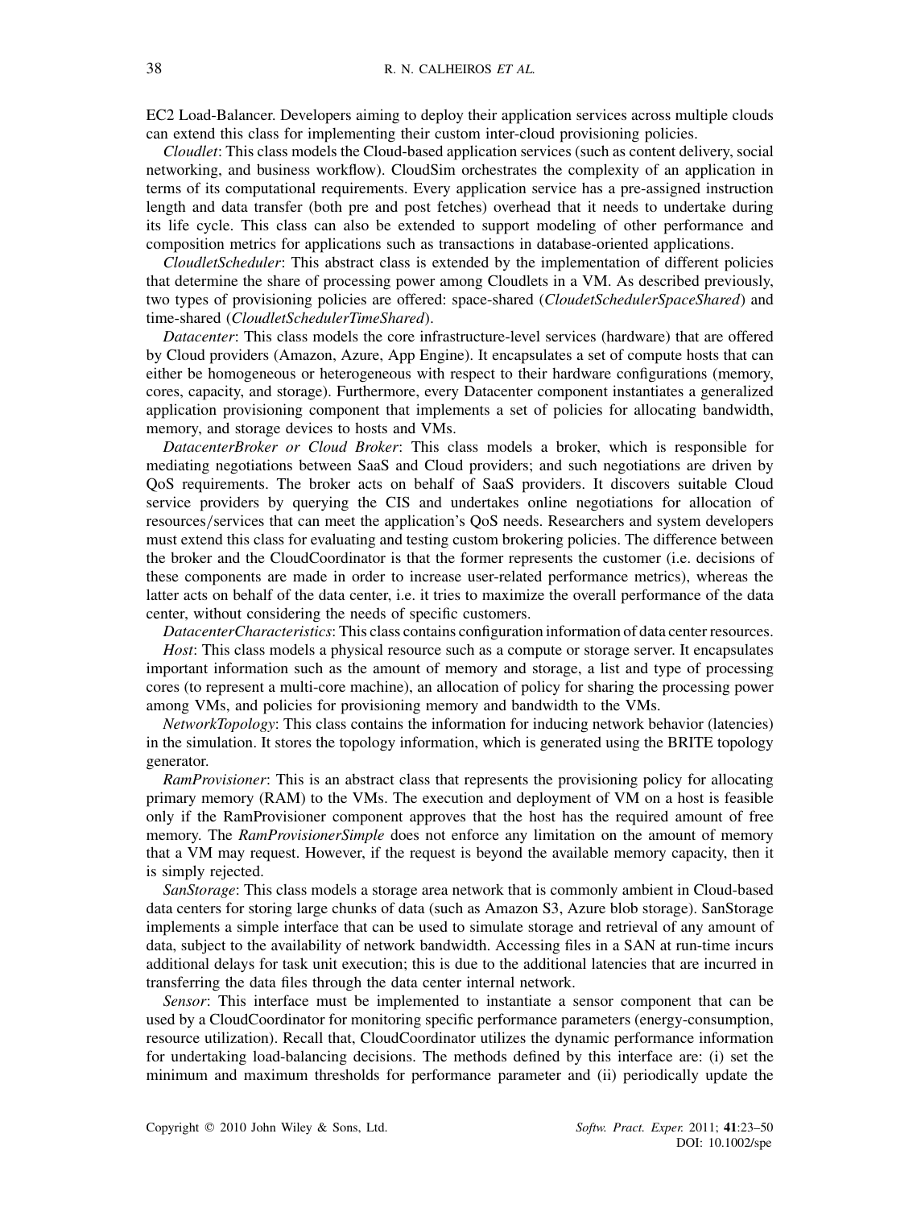EC2 Load-Balancer. Developers aiming to deploy their application services across multiple clouds can extend this class for implementing their custom inter-cloud provisioning policies.

*Cloudlet*: This class models the Cloud-based application services (such as content delivery, social networking, and business workflow). CloudSim orchestrates the complexity of an application in terms of its computational requirements. Every application service has a pre-assigned instruction length and data transfer (both pre and post fetches) overhead that it needs to undertake during its life cycle. This class can also be extended to support modeling of other performance and composition metrics for applications such as transactions in database-oriented applications.

*CloudletScheduler*: This abstract class is extended by the implementation of different policies that determine the share of processing power among Cloudlets in a VM. As described previously, two types of provisioning policies are offered: space-shared (*CloudetSchedulerSpaceShared*) and time-shared (*CloudletSchedulerTimeShared*).

*Datacenter*: This class models the core infrastructure-level services (hardware) that are offered by Cloud providers (Amazon, Azure, App Engine). It encapsulates a set of compute hosts that can either be homogeneous or heterogeneous with respect to their hardware configurations (memory, cores, capacity, and storage). Furthermore, every Datacenter component instantiates a generalized application provisioning component that implements a set of policies for allocating bandwidth, memory, and storage devices to hosts and VMs.

*DatacenterBroker or Cloud Broker*: This class models a broker, which is responsible for mediating negotiations between SaaS and Cloud providers; and such negotiations are driven by QoS requirements. The broker acts on behalf of SaaS providers. It discovers suitable Cloud service providers by querying the CIS and undertakes online negotiations for allocation of resources/services that can meet the application's QoS needs. Researchers and system developers must extend this class for evaluating and testing custom brokering policies. The difference between the broker and the CloudCoordinator is that the former represents the customer (i.e. decisions of these components are made in order to increase user-related performance metrics), whereas the latter acts on behalf of the data center, i.e. it tries to maximize the overall performance of the data center, without considering the needs of specific customers.

*DatacenterCharacteristics*: This class contains configuration information of data center resources.

*Host*: This class models a physical resource such as a compute or storage server. It encapsulates important information such as the amount of memory and storage, a list and type of processing cores (to represent a multi-core machine), an allocation of policy for sharing the processing power among VMs, and policies for provisioning memory and bandwidth to the VMs.

*NetworkTopology*: This class contains the information for inducing network behavior (latencies) in the simulation. It stores the topology information, which is generated using the BRITE topology generator.

*RamProvisioner*: This is an abstract class that represents the provisioning policy for allocating primary memory (RAM) to the VMs. The execution and deployment of VM on a host is feasible only if the RamProvisioner component approves that the host has the required amount of free memory. The *RamProvisionerSimple* does not enforce any limitation on the amount of memory that a VM may request. However, if the request is beyond the available memory capacity, then it is simply rejected.

*SanStorage*: This class models a storage area network that is commonly ambient in Cloud-based data centers for storing large chunks of data (such as Amazon S3, Azure blob storage). SanStorage implements a simple interface that can be used to simulate storage and retrieval of any amount of data, subject to the availability of network bandwidth. Accessing files in a SAN at run-time incurs additional delays for task unit execution; this is due to the additional latencies that are incurred in transferring the data files through the data center internal network.

*Sensor*: This interface must be implemented to instantiate a sensor component that can be used by a CloudCoordinator for monitoring specific performance parameters (energy-consumption, resource utilization). Recall that, CloudCoordinator utilizes the dynamic performance information for undertaking load-balancing decisions. The methods defined by this interface are: (i) set the minimum and maximum thresholds for performance parameter and (ii) periodically update the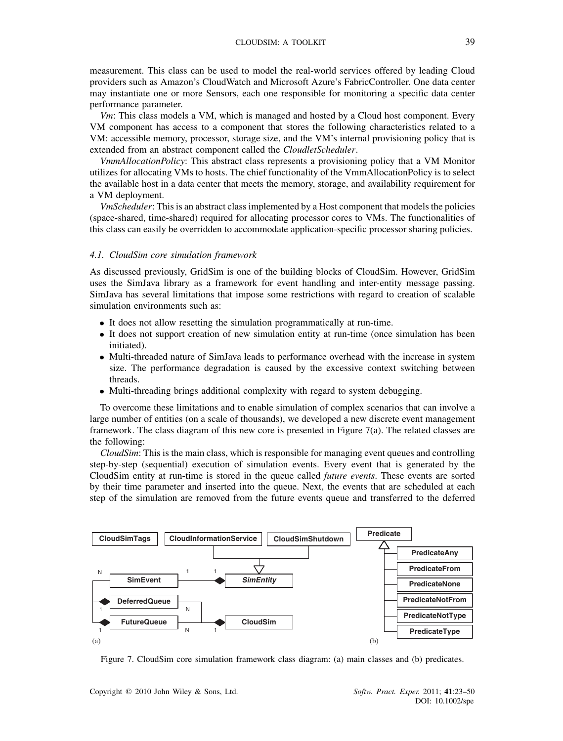measurement. This class can be used to model the real-world services offered by leading Cloud providers such as Amazon's CloudWatch and Microsoft Azure's FabricController. One data center may instantiate one or more Sensors, each one responsible for monitoring a specific data center performance parameter.

*Vm*: This class models a VM, which is managed and hosted by a Cloud host component. Every VM component has access to a component that stores the following characteristics related to a VM: accessible memory, processor, storage size, and the VM's internal provisioning policy that is extended from an abstract component called the *CloudletScheduler*.

*VmmAllocationPolicy*: This abstract class represents a provisioning policy that a VM Monitor utilizes for allocating VMs to hosts. The chief functionality of the VmmAllocationPolicy is to select the available host in a data center that meets the memory, storage, and availability requirement for a VM deployment.

*VmScheduler*: This is an abstract class implemented by a Host component that models the policies (space-shared, time-shared) required for allocating processor cores to VMs. The functionalities of this class can easily be overridden to accommodate application-specific processor sharing policies.

### 4.1. CloudSim core simulation framework

As discussed previously, GridSim is one of the building blocks of CloudSim. However, GridSim uses the SimJava library as a framework for event handling and inter-entity message passing. SimJava has several limitations that impose some restrictions with regard to creation of scalable simulation environments such as:

- It does not allow resetting the simulation programmatically at run-time.
- It does not support creation of new simulation entity at run-time (once simulation has been initiated).
- Multi-threaded nature of SimJava leads to performance overhead with the increase in system size. The performance degradation is caused by the excessive context switching between threads.
- Multi-threading brings additional complexity with regard to system debugging.

To overcome these limitations and to enable simulation of complex scenarios that can involve a large number of entities (on a scale of thousands), we developed a new discrete event management framework. The class diagram of this new core is presented in Figure 7(a). The related classes are the following:

*CloudSim*: This is the main class, which is responsible for managing event queues and controlling step-by-step (sequential) execution of simulation events. Every event that is generated by the CloudSim entity at run-time is stored in the queue called *future events*. These events are sorted by their time parameter and inserted into the queue. Next, the events that are scheduled at each step of the simulation are removed from the future events queue and transferred to the deferred

Figure 7. CloudSim core simulation framework class diagram: (a) main classes and (b) predicates.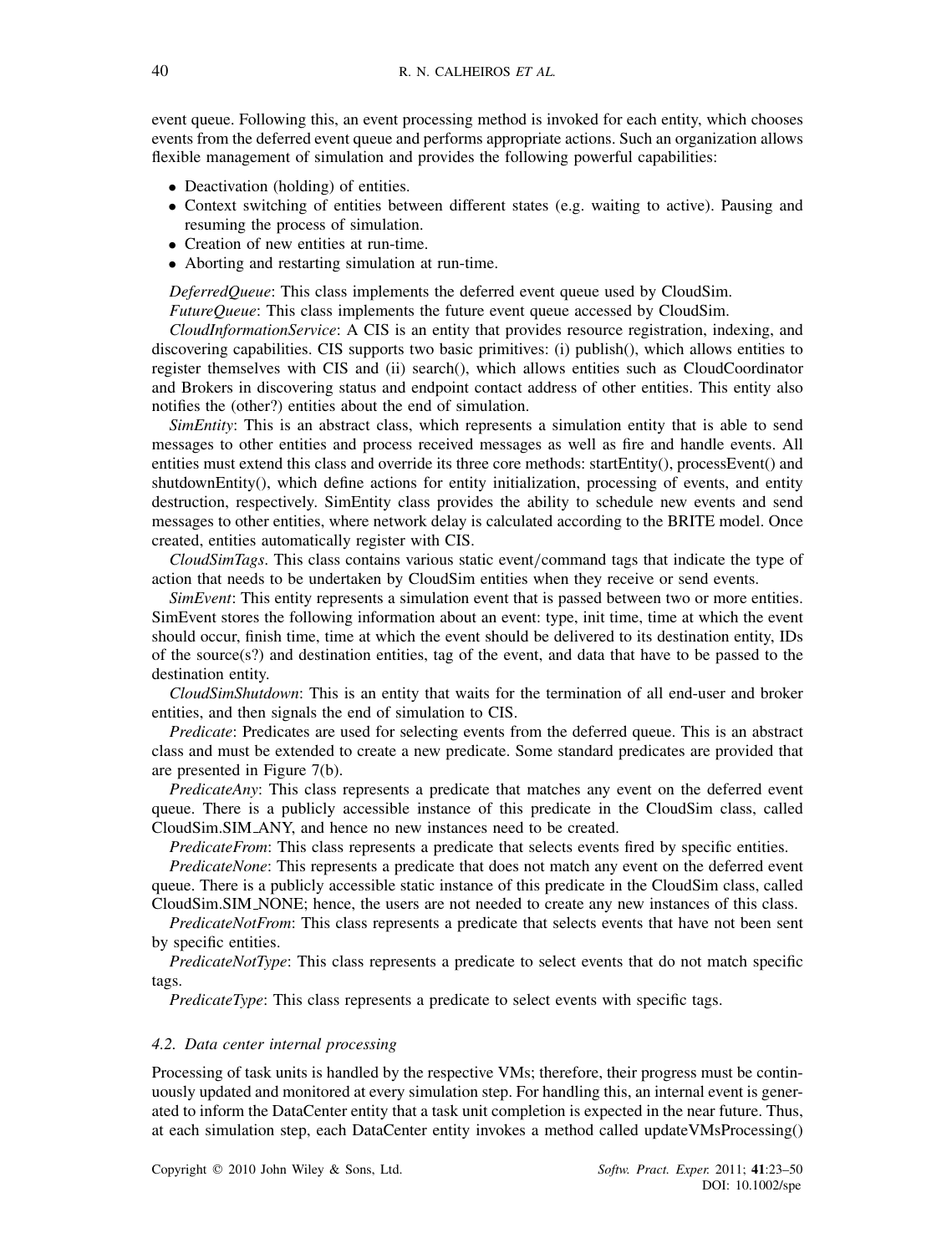event queue. Following this, an event processing method is invoked for each entity, which chooses events from the deferred event queue and performs appropriate actions. Such an organization allows flexible management of simulation and provides the following powerful capabilities:

- Deactivation (holding) of entities.
- Context switching of entities between different states (e.g. waiting to active). Pausing and resuming the process of simulation.
- Creation of new entities at run-time.
- Aborting and restarting simulation at run-time.

*DeferredQueue*: This class implements the deferred event queue used by CloudSim.

*FutureQueue*: This class implements the future event queue accessed by CloudSim.

*CloudInformationService*: A CIS is an entity that provides resource registration, indexing, and discovering capabilities. CIS supports two basic primitives: (i) publish(), which allows entities to register themselves with CIS and (ii) search(), which allows entities such as CloudCoordinator and Brokers in discovering status and endpoint contact address of other entities. This entity also notifies the (other?) entities about the end of simulation.

*SimEntity*: This is an abstract class, which represents a simulation entity that is able to send messages to other entities and process received messages as well as fire and handle events. All entities must extend this class and override its three core methods: startEntity(), processEvent() and shutdownEntity(), which define actions for entity initialization, processing of events, and entity destruction, respectively. SimEntity class provides the ability to schedule new events and send messages to other entities, where network delay is calculated according to the BRITE model. Once created, entities automatically register with CIS.

*CloudSimTags*. This class contains various static event/command tags that indicate the type of action that needs to be undertaken by CloudSim entities when they receive or send events.

*SimEvent*: This entity represents a simulation event that is passed between two or more entities. SimEvent stores the following information about an event: type, init time, time at which the event should occur, finish time, time at which the event should be delivered to its destination entity, IDs of the source(s?) and destination entities, tag of the event, and data that have to be passed to the destination entity.

*CloudSimShutdown*: This is an entity that waits for the termination of all end-user and broker entities, and then signals the end of simulation to CIS.

*Predicate*: Predicates are used for selecting events from the deferred queue. This is an abstract class and must be extended to create a new predicate. Some standard predicates are provided that are presented in Figure 7(b).

*PredicateAny*: This class represents a predicate that matches any event on the deferred event queue. There is a publicly accessible instance of this predicate in the CloudSim class, called CloudSim.SIM_ANY, and hence no new instances need to be created.

*PredicateFrom*: This class represents a predicate that selects events fired by specific entities.

*PredicateNone*: This represents a predicate that does not match any event on the deferred event queue. There is a publicly accessible static instance of this predicate in the CloudSim class, called CloudSim.SIM_NONE; hence, the users are not needed to create any new instances of this class.

*PredicateNotFrom*: This class represents a predicate that selects events that have not been sent by specific entities.

*PredicateNotType*: This class represents a predicate to select events that do not match specific tags.

*PredicateType*: This class represents a predicate to select events with specific tags.

### *4.2. Data center internal processing*

Processing of task units is handled by the respective VMs; therefore, their progress must be continuously updated and monitored at every simulation step. For handling this, an internal event is generated to inform the DataCenter entity that a task unit completion is expected in the near future. Thus, at each simulation step, each DataCenter entity invokes a method called updateVMsProcessing()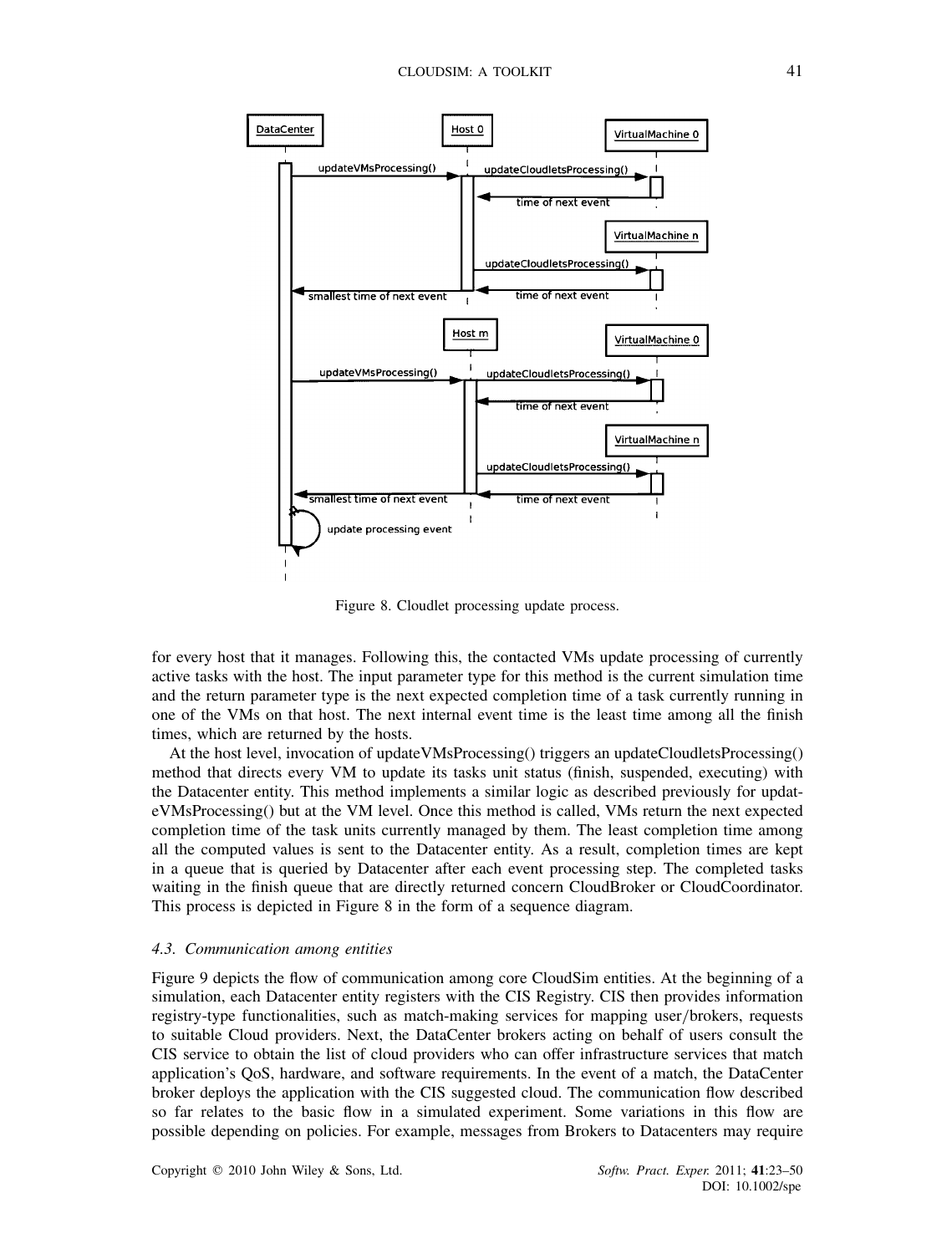Figure 8. Cloudlet processing update process.

for every host that it manages. Following this, the contacted VMs update processing of currently active tasks with the host. The input parameter type for this method is the current simulation time and the return parameter type is the next expected completion time of a task currently running in one of the VMs on that host. The next internal event time is the least time among all the finish times, which are returned by the hosts.

At the host level, invocation of updateVMsProcessing() triggers an updateCloudletsProcessing() method that directs every VM to update its tasks unit status (finish, suspended, executing) with the Datacenter entity. This method implements a similar logic as described previously for updateVMsProcessing() but at the VM level. Once this method is called, VMs return the next expected completion time of the task units currently managed by them. The least completion time among all the computed values is sent to the Datacenter entity. As a result, completion times are kept in a queue that is queried by Datacenter after each event processing step. The completed tasks waiting in the finish queue that are directly returned concern CloudBroker or CloudCoordinator. This process is depicted in Figure 8 in the form of a sequence diagram.

### *4.3. Communication among entities*

Figure 9 depicts the flow of communication among core CloudSim entities. At the beginning of a simulation, each Datacenter entity registers with the CIS Registry. CIS then provides information registry-type functionalities, such as match-making services for mapping user/brokers, requests to suitable Cloud providers. Next, the DataCenter brokers acting on behalf of users consult the CIS service to obtain the list of cloud providers who can offer infrastructure services that match application's QoS, hardware, and software requirements. In the event of a match, the DataCenter broker deploys the application with the CIS suggested cloud. The communication flow described so far relates to the basic flow in a simulated experiment. Some variations in this flow are possible depending on policies. For example, messages from Brokers to Datacenters may require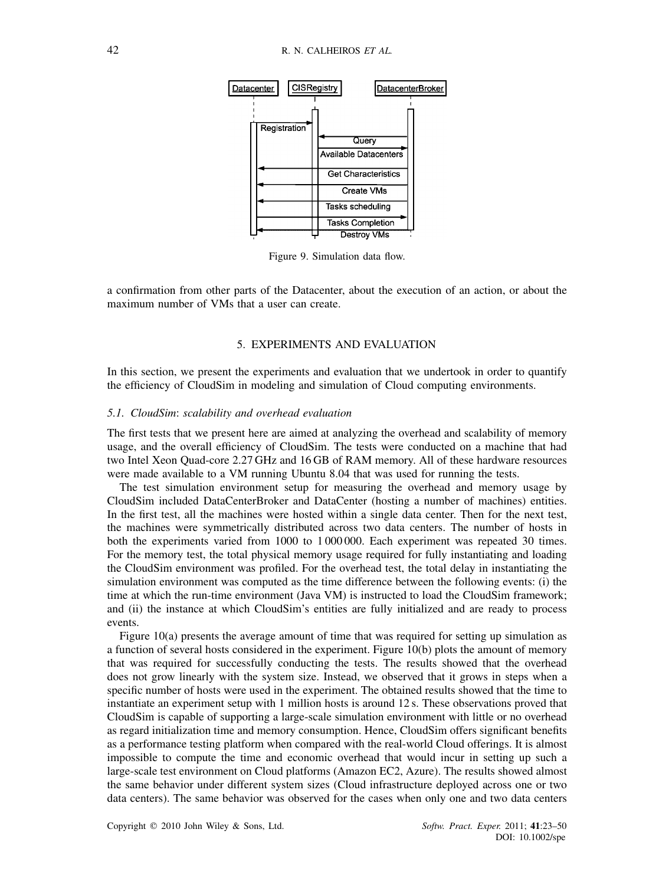Figure 9. Simulation data flow.

a confirmation from other parts of the Datacenter, about the execution of an action, or about the maximum number of VMs that a user can create.

## 5. EXPERIMENTS AND EVALUATION

In this section, we present the experiments and evaluation that we undertook in order to quantify the efficiency of CloudSim in modeling and simulation of Cloud computing environments.

### *5.1. CloudSim: scalability and overhead evaluation*

The first tests that we present here are aimed at analyzing the overhead and scalability of memory usage, and the overall efficiency of CloudSim. The tests were conducted on a machine that had two Intel Xeon Quad-core 2.27 GHz and 16 GB of RAM memory. All of these hardware resources were made available to a VM running Ubuntu 8.04 that was used for running the tests.

The test simulation environment setup for measuring the overhead and memory usage by CloudSim included DataCenterBroker and DataCenter (hosting a number of machines) entities. In the first test, all the machines were hosted within a single data center. Then for the next test, the machines were symmetrically distributed across two data centers. The number of hosts in both the experiments varied from 1000 to 1 000 000. Each experiment was repeated 30 times. For the memory test, the total physical memory usage required for fully instantiating and loading the CloudSim environment was profiled. For the overhead test, the total delay in instantiating the simulation environment was computed as the time difference between the following events: (i) the time at which the run-time environment (Java VM) is instructed to load the CloudSim framework; and (ii) the instance at which CloudSim's entities are fully initialized and are ready to process events.

Figure 10(a) presents the average amount of time that was required for setting up simulation as a function of several hosts considered in the experiment. Figure 10(b) plots the amount of memory that was required for successfully conducting the tests. The results showed that the overhead does not grow linearly with the system size. Instead, we observed that it grows in steps when a specific number of hosts were used in the experiment. The obtained results showed that the time to instantiate an experiment setup with 1 million hosts is around 12 s. These observations proved that CloudSim is capable of supporting a large-scale simulation environment with little or no overhead as regard initialization time and memory consumption. Hence, CloudSim offers significant benefits as a performance testing platform when compared with the real-world Cloud offerings. It is almost impossible to compute the time and economic overhead that would incur in setting up such a large-scale test environment on Cloud platforms (Amazon EC2, Azure). The results showed almost the same behavior under different system sizes (Cloud infrastructure deployed across one or two data centers). The same behavior was observed for the cases when only one and two data centers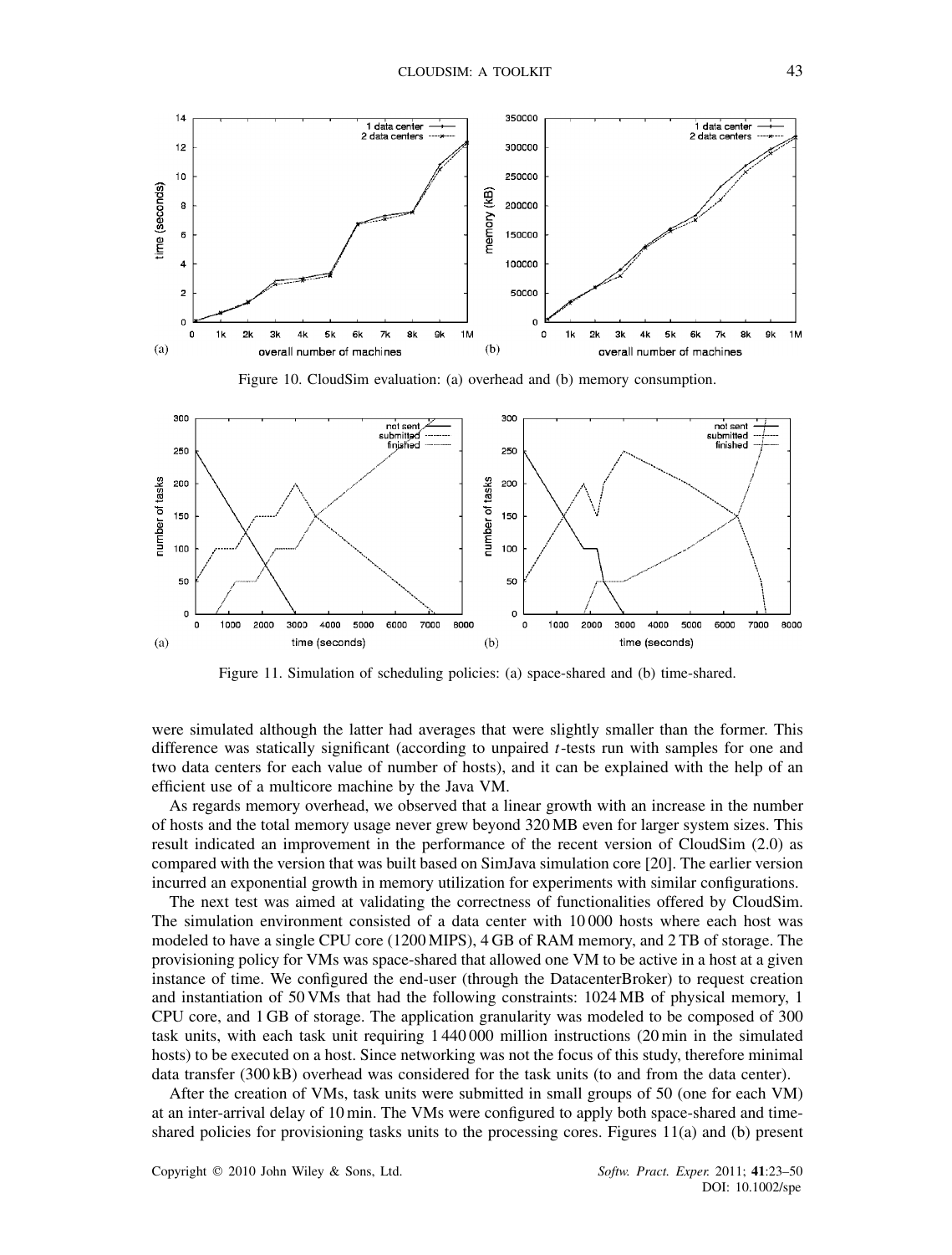Figure 10. CloudSim evaluation: (a) overhead and (b) memory consumption.

Figure 11. Simulation of scheduling policies: (a) space-shared and (b) time-shared.

were simulated although the latter had averages that were slightly smaller than the former. This difference was statically significant (according to unpaired $t$-tests run with samples for one and two data centers for each value of number of hosts), and it can be explained with the help of an efficient use of a multicore machine by the Java VM.

As regards memory overhead, we observed that a linear growth with an increase in the number of hosts and the total memory usage never grew beyond 320 MB even for larger system sizes. This result indicated an improvement in the performance of the recent version of CloudSim (2.0) as compared with the version that was built based on SimJava simulation core [20]. The earlier version incurred an exponential growth in memory utilization for experiments with similar configurations.

The next test was aimed at validating the correctness of functionalities offered by CloudSim. The simulation environment consisted of a data center with 10 000 hosts where each host was modeled to have a single CPU core (1200 MIPS), 4 GB of RAM memory, and 2 TB of storage. The provisioning policy for VMs was space-shared that allowed one VM to be active in a host at a given instance of time. We configured the end-user (through the DatacenterBroker) to request creation and instantiation of 50 VMs that had the following constraints: 1024 MB of physical memory, 1 CPU core, and 1 GB of storage. The application granularity was modeled to be composed of 300 task units, with each task unit requiring 1 440 000 million instructions (20 min in the simulated hosts) to be executed on a host. Since networking was not the focus of this study, therefore minimal data transfer (300 kB) overhead was considered for the task units (to and from the data center).

After the creation of VMs, task units were submitted in small groups of 50 (one for each VM) at an inter-arrival delay of 10 min. The VMs were configured to apply both space-shared and time-shared policies for provisioning tasks units to the processing cores. Figures 11(a) and (b) present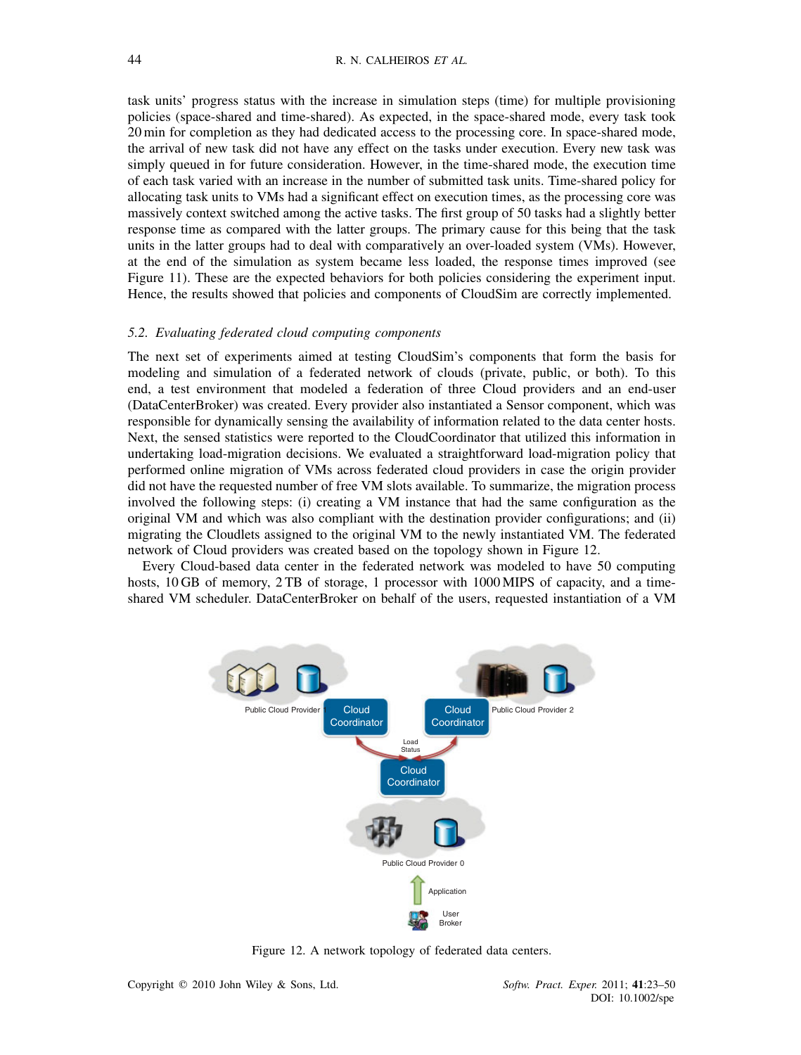task units' progress status with the increase in simulation steps (time) for multiple provisioning policies (space-shared and time-shared). As expected, in the space-shared mode, every task took 20 min for completion as they had dedicated access to the processing core. In space-shared mode, the arrival of new task did not have any effect on the tasks under execution. Every new task was simply queued in for future consideration. However, in the time-shared mode, the execution time of each task varied with an increase in the number of submitted task units. Time-shared policy for allocating task units to VMs had a significant effect on execution times, as the processing core was massively context switched among the active tasks. The first group of 50 tasks had a slightly better response time as compared with the latter groups. The primary cause for this being that the task units in the latter groups had to deal with comparatively an over-loaded system (VMs). However, at the end of the simulation as system became less loaded, the response times improved (see Figure 11). These are the expected behaviors for both policies considering the experiment input. Hence, the results showed that policies and components of CloudSim are correctly implemented.

### 5.2. *Evaluating federated cloud computing components*

The next set of experiments aimed at testing CloudSim's components that form the basis for modeling and simulation of a federated network of clouds (private, public, or both). To this end, a test environment that modeled a federation of three Cloud providers and an end-user (DataCenterBroker) was created. Every provider also instantiated a Sensor component, which was responsible for dynamically sensing the availability of information related to the data center hosts. Next, the sensed statistics were reported to the CloudCoordinator that utilized this information in undertaking load-migration decisions. We evaluated a straightforward load-migration policy that performed online migration of VMs across federated cloud providers in case the origin provider did not have the requested number of free VM slots available. To summarize, the migration process involved the following steps: (i) creating a VM instance that had the same configuration as the original VM and which was also compliant with the destination provider configurations; and (ii) migrating the Cloudlets assigned to the original VM to the newly instantiated VM. The federated network of Cloud providers was created based on the topology shown in Figure 12.

Every Cloud-based data center in the federated network was modeled to have 50 computing hosts, 10 GB of memory, 2 TB of storage, 1 processor with 1000 MIPS of capacity, and a time-shared VM scheduler. DataCenterBroker on behalf of the users, requested instantiation of a VM

Figure 12. A network topology of federated data centers.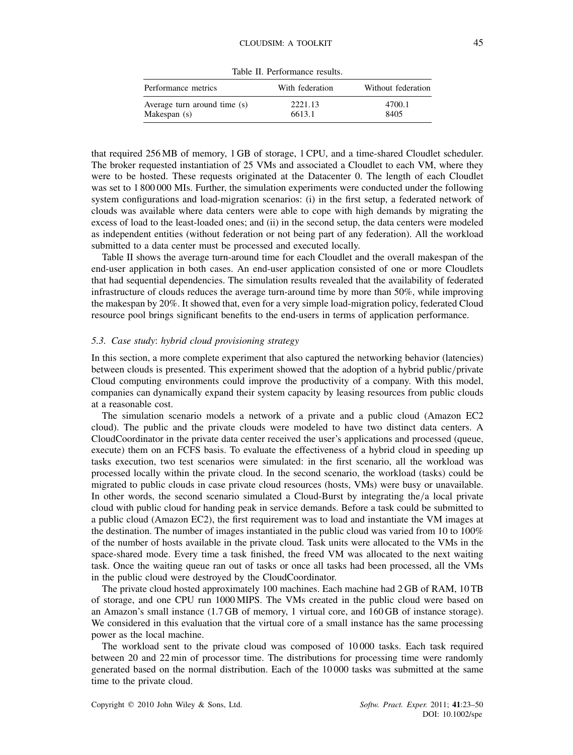Table II. Performance results.

| Performance metrics | With federation | Without federation |
|---|---|---|
| Average turn around time (s) | 2221.13 | 4700.1 |
| Makespan (s) | 6613.1 | 8405 |

that required 256 MB of memory, 1 GB of storage, 1 CPU, and a time-shared Cloudlet scheduler. The broker requested instantiation of 25 VMs and associated a Cloudlet to each VM, where they were to be hosted. These requests originated at the Datacenter 0. The length of each Cloudlet was set to 1 800 000 MIs. Further, the simulation experiments were conducted under the following system configurations and load-migration scenarios: (i) in the first setup, a federated network of clouds was available where data centers were able to cope with high demands by migrating the excess of load to the least-loaded ones; and (ii) in the second setup, the data centers were modeled as independent entities (without federation or not being part of any federation). All the workload submitted to a data center must be processed and executed locally.

Table II shows the average turn-around time for each Cloudlet and the overall makespan of the end-user application in both cases. An end-user application consisted of one or more Cloudlets that had sequential dependencies. The simulation results revealed that the availability of federated infrastructure of clouds reduces the average turn-around time by more than 50%, while improving the makespan by 20%. It showed that, even for a very simple load-migration policy, federated Cloud resource pool brings significant benefits to the end-users in terms of application performance.

### *5.3. Case study: hybrid cloud provisioning strategy*

In this section, a more complete experiment that also captured the networking behavior (latencies) between clouds is presented. This experiment showed that the adoption of a hybrid public/private Cloud computing environments could improve the productivity of a company. With this model, companies can dynamically expand their system capacity by leasing resources from public clouds at a reasonable cost.

The simulation scenario models a network of a private and a public cloud (Amazon EC2 cloud). The public and the private clouds were modeled to have two distinct data centers. A CloudCoordinator in the private data center received the user's applications and processed (queue, execute) them on an FCFS basis. To evaluate the effectiveness of a hybrid cloud in speeding up tasks execution, two test scenarios were simulated: in the first scenario, all the workload was processed locally within the private cloud. In the second scenario, the workload (tasks) could be migrated to public clouds in case private cloud resources (hosts, VMs) were busy or unavailable. In other words, the second scenario simulated a Cloud-Burst by integrating the/a local private cloud with public cloud for handing peak in service demands. Before a task could be submitted to a public cloud (Amazon EC2), the first requirement was to load and instantiate the VM images at the destination. The number of images instantiated in the public cloud was varied from 10 to 100% of the number of hosts available in the private cloud. Task units were allocated to the VMs in the space-shared mode. Every time a task finished, the freed VM was allocated to the next waiting task. Once the waiting queue ran out of tasks or once all tasks had been processed, all the VMs in the public cloud were destroyed by the CloudCoordinator.

The private cloud hosted approximately 100 machines. Each machine had 2 GB of RAM, 10 TB of storage, and one CPU run 1000 MIPS. The VMs created in the public cloud were based on an Amazon's small instance (1.7 GB of memory, 1 virtual core, and 160 GB of instance storage). We considered in this evaluation that the virtual core of a small instance has the same processing power as the local machine.

The workload sent to the private cloud was composed of 10 000 tasks. Each task required between 20 and 22 min of processor time. The distributions for processing time were randomly generated based on the normal distribution. Each of the 10 000 tasks was submitted at the same time to the private cloud.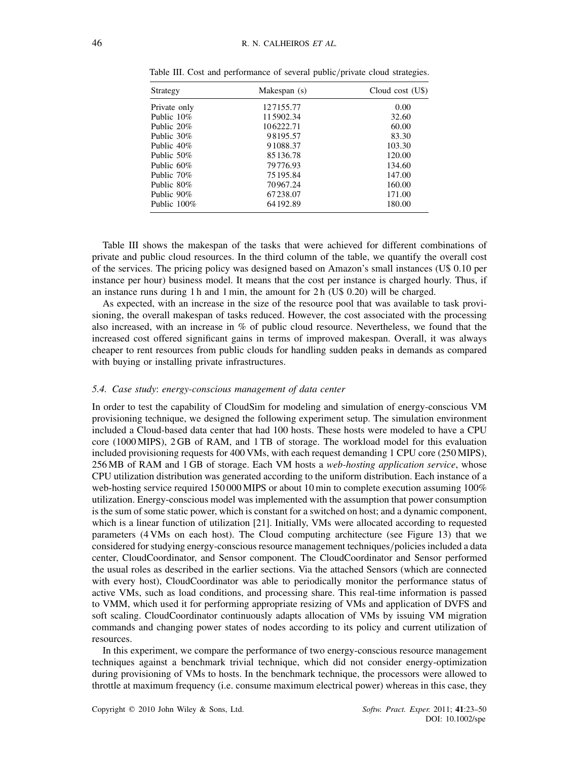Table III. Cost and performance of several public/private cloud strategies.

| Strategy | Makespan (s) | Cloud cost (U$) |
|---|---|---|
| Private only | 127155.77 | 0.00 |
| Public 10% | 115902.34 | 32.60 |
| Public 20% | 106222.71 | 60.00 |
| Public 30% | 98195.57 | 83.30 |
| Public 40% | 91088.37 | 103.30 |
| Public 50% | 85136.78 | 120.00 |
| Public 60% | 79776.93 | 134.60 |
| Public 70% | 75195.84 | 147.00 |
| Public 80% | 70967.24 | 160.00 |
| Public 90% | 67238.07 | 171.00 |
| Public 100% | 64192.89 | 180.00 |

Table III shows the makespan of the tasks that were achieved for different combinations of private and public cloud resources. In the third column of the table, we quantify the overall cost of the services. The pricing policy was designed based on Amazon's small instances (U$ 0.10 per instance per hour) business model. It means that the cost per instance is charged hourly. Thus, if an instance runs during 1 h and 1 min, the amount for 2 h (U$ 0.20) will be charged.

As expected, with an increase in the size of the resource pool that was available to task provisioning, the overall makespan of tasks reduced. However, the cost associated with the processing also increased, with an increase in % of public cloud resource. Nevertheless, we found that the increased cost offered significant gains in terms of improved makespan. Overall, it was always cheaper to rent resources from public clouds for handling sudden peaks in demands as compared with buying or installing private infrastructures.

### 5.4. Case study: *energy-conscious management of data center*

In order to test the capability of CloudSim for modeling and simulation of energy-conscious VM provisioning technique, we designed the following experiment setup. The simulation environment included a Cloud-based data center that had 100 hosts. These hosts were modeled to have a CPU core (1000 MIPS), 2 GB of RAM, and 1 TB of storage. The workload model for this evaluation included provisioning requests for 400 VMs, with each request demanding 1 CPU core (250 MIPS), 256 MB of RAM and 1 GB of storage. Each VM hosts a *web-hosting application service*, whose CPU utilization distribution was generated according to the uniform distribution. Each instance of a web-hosting service required 150 000 MIPS or about 10 min to complete execution assuming 100% utilization. Energy-conscious model was implemented with the assumption that power consumption is the sum of some static power, which is constant for a switched on host; and a dynamic component, which is a linear function of utilization [21]. Initially, VMs were allocated according to requested parameters (4 VMs on each host). The Cloud computing architecture (see Figure 13) that we considered for studying energy-conscious resource management techniques/policies included a data center, CloudCoordinator, and Sensor component. The CloudCoordinator and Sensor performed the usual roles as described in the earlier sections. Via the attached Sensors (which are connected with every host), CloudCoordinator was able to periodically monitor the performance status of active VMs, such as load conditions, and processing share. This real-time information is passed to VMM, which used it for performing appropriate resizing of VMs and application of DVFS and soft scaling. CloudCoordinator continuously adapts allocation of VMs by issuing VM migration commands and changing power states of nodes according to its policy and current utilization of resources.

In this experiment, we compare the performance of two energy-conscious resource management techniques against a benchmark trivial technique, which did not consider energy-optimization during provisioning of VMs to hosts. In the benchmark technique, the processors were allowed to throttle at maximum frequency (i.e. consume maximum electrical power) whereas in this case, they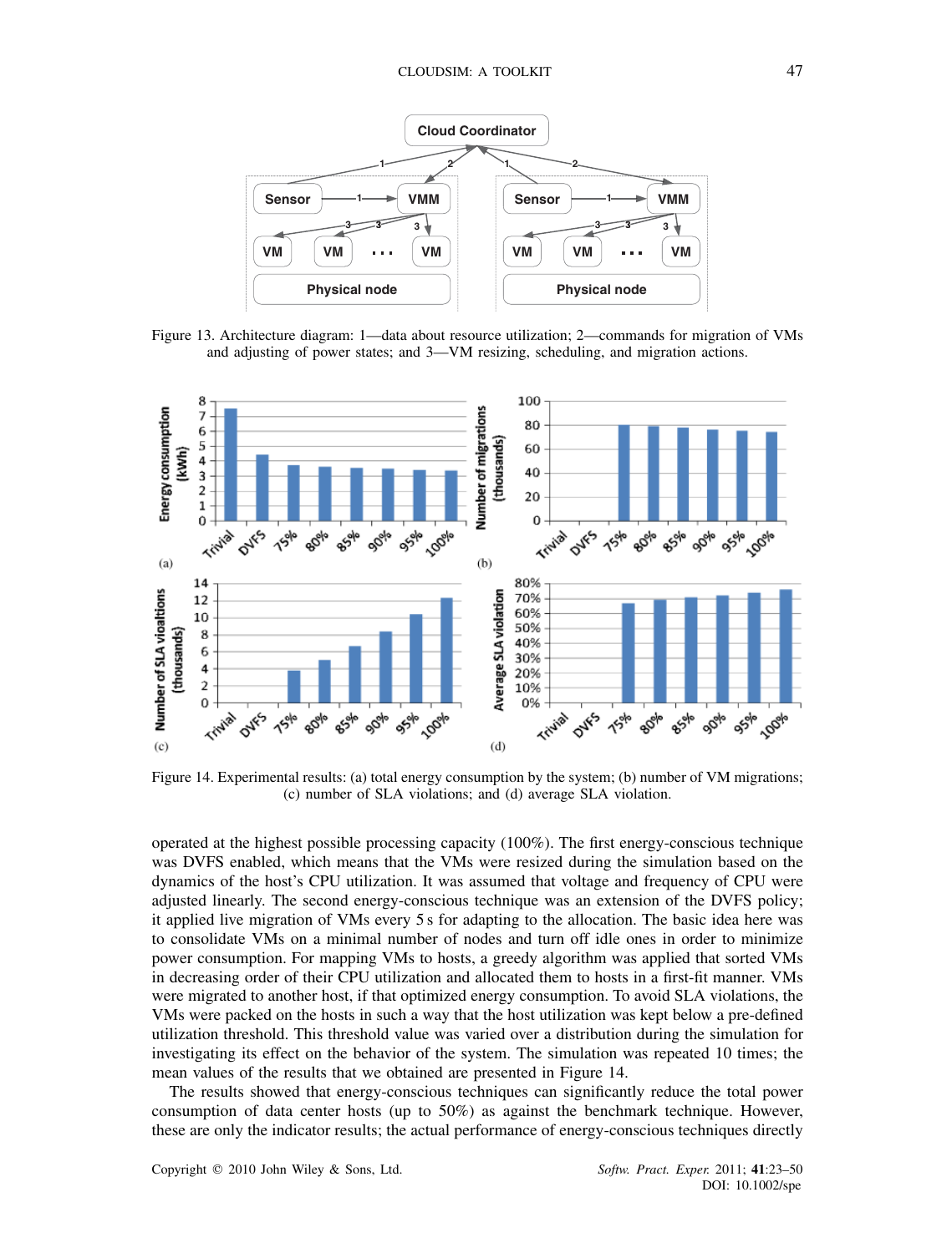Figure 13. Architecture diagram: 1—data about resource utilization; 2—commands for migration of VMs and adjusting of power states; and 3—VM resizing, scheduling, and migration actions.

Figure 14. Experimental results: (a) total energy consumption by the system; (b) number of VM migrations; (c) number of SLA violations; and (d) average SLA violation.

operated at the highest possible processing capacity (100%). The first energy-conscious technique was DVFS enabled, which means that the VMs were resized during the simulation based on the dynamics of the host's CPU utilization. It was assumed that voltage and frequency of CPU were adjusted linearly. The second energy-conscious technique was an extension of the DVFS policy; it applied live migration of VMs every 5 s for adapting to the allocation. The basic idea here was to consolidate VMs on a minimal number of nodes and turn off idle ones in order to minimize power consumption. For mapping VMs to hosts, a greedy algorithm was applied that sorted VMs in decreasing order of their CPU utilization and allocated them to hosts in a first-fit manner. VMs were migrated to another host, if that optimized energy consumption. To avoid SLA violations, the VMs were packed on the hosts in such a way that the host utilization was kept below a pre-defined utilization threshold. This threshold value was varied over a distribution during the simulation for investigating its effect on the behavior of the system. The simulation was repeated 10 times; the mean values of the results that we obtained are presented in Figure 14.

The results showed that energy-conscious techniques can significantly reduce the total power consumption of data center hosts (up to 50%) as against the benchmark technique. However, these are only the indicator results; the actual performance of energy-conscious techniques directly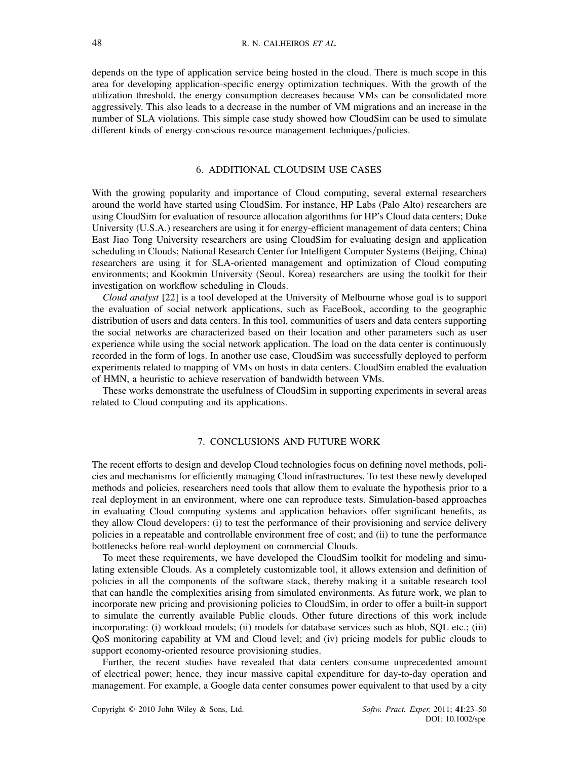depends on the type of application service being hosted in the cloud. There is much scope in this area for developing application-specific energy optimization techniques. With the growth of the utilization threshold, the energy consumption decreases because VMs can be consolidated more aggressively. This also leads to a decrease in the number of VM migrations and an increase in the number of SLA violations. This simple case study showed how CloudSim can be used to simulate different kinds of energy-conscious resource management techniques/policies.

## 6. ADDITIONAL CLOUDSIM USE CASES

With the growing popularity and importance of Cloud computing, several external researchers around the world have started using CloudSim. For instance, HP Labs (Palo Alto) researchers are using CloudSim for evaluation of resource allocation algorithms for HP's Cloud data centers; Duke University (U.S.A.) researchers are using it for energy-efficient management of data centers; China East Jiao Tong University researchers are using CloudSim for evaluating design and application scheduling in Clouds; National Research Center for Intelligent Computer Systems (Beijing, China) researchers are using it for SLA-oriented management and optimization of Cloud computing environments; and Kookmin University (Seoul, Korea) researchers are using the toolkit for their investigation on workflow scheduling in Clouds.

*Cloud analyst* [22] is a tool developed at the University of Melbourne whose goal is to support the evaluation of social network applications, such as FaceBook, according to the geographic distribution of users and data centers. In this tool, communities of users and data centers supporting the social networks are characterized based on their location and other parameters such as user experience while using the social network application. The load on the data center is continuously recorded in the form of logs. In another use case, CloudSim was successfully deployed to perform experiments related to mapping of VMs on hosts in data centers. CloudSim enabled the evaluation of HMN, a heuristic to achieve reservation of bandwidth between VMs.

These works demonstrate the usefulness of CloudSim in supporting experiments in several areas related to Cloud computing and its applications.

## 7. CONCLUSIONS AND FUTURE WORK

The recent efforts to design and develop Cloud technologies focus on defining novel methods, policies and mechanisms for efficiently managing Cloud infrastructures. To test these newly developed methods and policies, researchers need tools that allow them to evaluate the hypothesis prior to a real deployment in an environment, where one can reproduce tests. Simulation-based approaches in evaluating Cloud computing systems and application behaviors offer significant benefits, as they allow Cloud developers: (i) to test the performance of their provisioning and service delivery policies in a repeatable and controllable environment free of cost; and (ii) to tune the performance bottlenecks before real-world deployment on commercial Clouds.

To meet these requirements, we have developed the CloudSim toolkit for modeling and simulating extensible Clouds. As a completely customizable tool, it allows extension and definition of policies in all the components of the software stack, thereby making it a suitable research tool that can handle the complexities arising from simulated environments. As future work, we plan to incorporate new pricing and provisioning policies to CloudSim, in order to offer a built-in support to simulate the currently available Public clouds. Other future directions of this work include incorporating: (i) workload models; (ii) models for database services such as blob, SQL etc.; (iii) QoS monitoring capability at VM and Cloud level; and (iv) pricing models for public clouds to support economy-oriented resource provisioning studies.

Further, the recent studies have revealed that data centers consume unprecedented amount of electrical power; hence, they incur massive capital expenditure for day-to-day operation and management. For example, a Google data center consumes power equivalent to that used by a city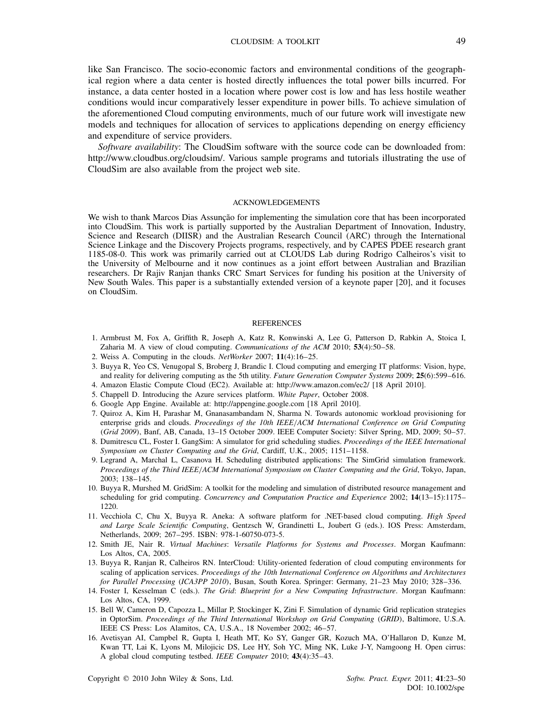like San Francisco. The socio-economic factors and environmental conditions of the geographical region where a data center is hosted directly influences the total power bills incurred. For instance, a data center hosted in a location where power cost is low and has less hostile weather conditions would incur comparatively lesser expenditure in power bills. To achieve simulation of the aforementioned Cloud computing environments, much of our future work will investigate new models and techniques for allocation of services to applications depending on energy efficiency and expenditure of service providers.

*Software availability*: The CloudSim software with the source code can be downloaded from: http://www.cloudbus.org/cloudsim/. Various sample programs and tutorials illustrating the use of CloudSim are also available from the project web site.

## ACKNOWLEDGEMENTS

We wish to thank Marcos Dias Assunção for implementing the simulation core that has been incorporated into CloudSim. This work is partially supported by the Australian Department of Innovation, Industry, Science and Research (DIISR) and the Australian Research Council (ARC) through the International Science Linkage and the Discovery Projects programs, respectively, and by CAPES PDEE research grant 1185-08-0. This work was primarily carried out at CLOUDS Lab during Rodrigo Calheiros's visit to the University of Melbourne and it now continues as a joint effort between Australian and Brazilian researchers. Dr Rajiv Ranjan thanks CRC Smart Services for funding his position at the University of New South Wales. This paper is a substantially extended version of a keynote paper [20], and it focuses on CloudSim.

## REFERENCES

1. Armbrust M, Fox A, Griffith R, Joseph A, Katz R, Konwinski A, Lee G, Patterson D, Rabkin A, Stoica I, Zaharia M. A view of cloud computing. *Communications of the ACM* 2010; **53**(4):50–58.
2. Weiss A. Computing in the clouds. *NetWorker* 2007; **11**(4):16–25.
3. Buyya R, Yeo CS, Venugopal S, Broberg J, Brandic I. Cloud computing and emerging IT platforms: Vision, hype, and reality for delivering computing as the 5th utility. *Future Generation Computer Systems* 2009; **25**(6):599–616.
4. Amazon Elastic Compute Cloud (EC2). Available at: http://www.amazon.com/ec2/ [18 April 2010].
5. Chappell D. Introducing the Azure services platform. *White Paper*, October 2008.
6. Google App Engine. Available at: http://appengine.google.com [18 April 2010].
7. Quiroz A, Kim H, Parashar M, Gnanasambandam N, Sharma N. Towards autonomic workload provisioning for enterprise grids and clouds. *Proceedings of the 10th IEEE/ACM International Conference on Grid Computing* (*Grid 2009*), Banf, AB, Canada, 13–15 October 2009. IEEE Computer Society: Silver Spring, MD, 2009; 50–57.
8. Dumitrescu CL, Foster I. GangSim: A simulator for grid scheduling studies. *Proceedings of the IEEE International Symposium on Cluster Computing and the Grid*, Cardiff, U.K., 2005; 1151–1158.
9. Legrand A, Marchal L, Casanova H. Scheduling distributed applications: The SimGrid simulation framework. *Proceedings of the Third IEEE/ACM International Symposium on Cluster Computing and the Grid*, Tokyo, Japan, 2003; 138–145.
10. Buyya R, Murshed M. GridSim: A toolkit for the modeling and simulation of distributed resource management and scheduling for grid computing. *Concurrency and Computation Practice and Experience* 2002; **14**(13–15):1175–1220.
11. Vecchiola C, Chu X, Buyya R. Aneka: A software platform for .NET-based cloud computing. *High Speed and Large Scale Scientific Computing*, Gentzsch W, Grandinetti L, Joubert G (eds.). IOS Press: Amsterdam, Netherlands, 2009; 267–295. ISBN: 978-1-60750-073-5.
12. Smith JE, Nair R. *Virtual Machines*: *Versatile Platforms for Systems and Processes*. Morgan Kaufmann: Los Altos, CA, 2005.
13. Buyya R, Ranjan R, Calheiros RN. InterCloud: Utility-oriented federation of cloud computing environments for scaling of application services. *Proceedings of the 10th International Conference on Algorithms and Architectures for Parallel Processing* (*ICA3PP 2010*), Busan, South Korea. Springer: Germany, 21–23 May 2010; 328–336.
14. Foster I, Kesselman C (eds.). *The Grid*: *Blueprint for a New Computing Infrastructure*. Morgan Kaufmann: Los Altos, CA, 1999.
15. Bell W, Cameron D, Capozza L, Millar P, Stockinger K, Zini F. Simulation of dynamic Grid replication strategies in OptorSim. *Proceedings of the Third International Workshop on Grid Computing* (*GRID*), Baltimore, U.S.A. IEEE CS Press: Los Alamitos, CA, U.S.A., 18 November 2002; 46–57.
16. Avetisyan AI, Campbel R, Gupta I, Heath MT, Ko SY, Ganger GR, Kozuch MA, O'Hallaron D, Kunze M, Kwan TT, Lai K, Lyons M, Milojicic DS, Lee HY, Soh YC, Ming NK, Luke J-Y, Namgoong H. Open cirrus: A global cloud computing testbed. *IEEE Computer* 2010; **43**(4):35–43.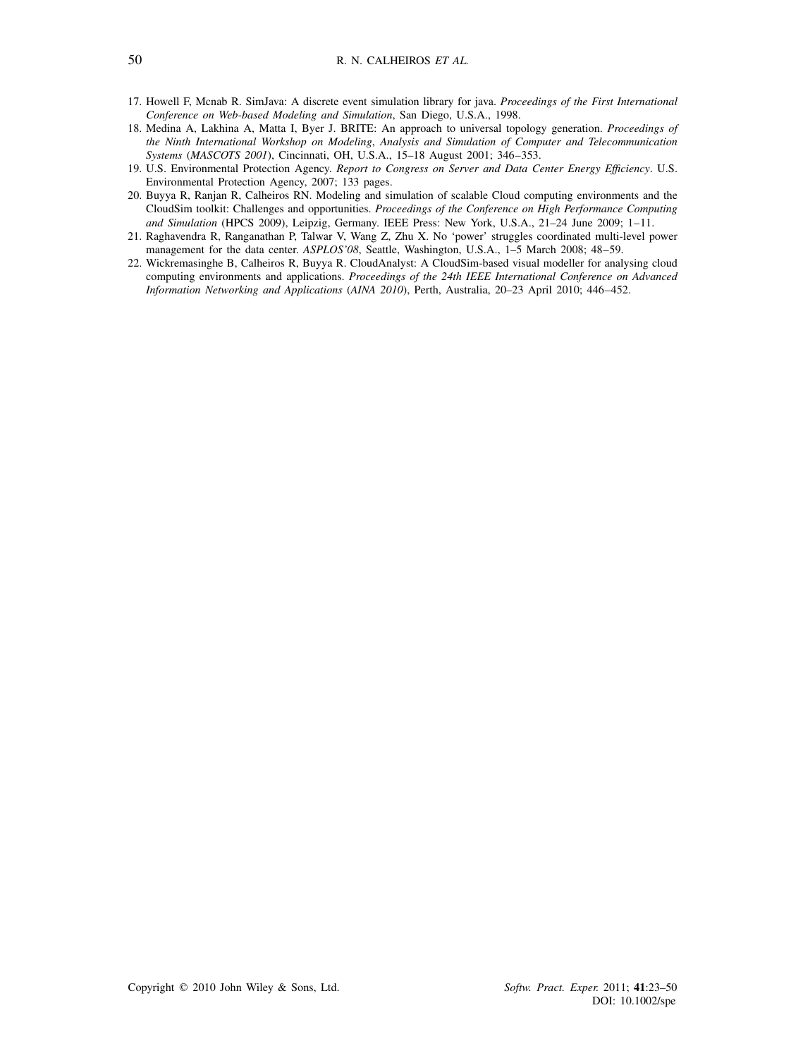17. Howell F, Mcnab R. SimJava: A discrete event simulation library for java. *Proceedings of the First International Conference on Web-based Modeling and Simulation*, San Diego, U.S.A., 1998.
18. Medina A, Lakhina A, Matta I, Byer J. BRITE: An approach to universal topology generation. *Proceedings of the Ninth International Workshop on Modeling, Analysis and Simulation of Computer and Telecommunication Systems* (*MASCOTS 2001*), Cincinnati, OH, U.S.A., 15–18 August 2001; 346–353.
19. U.S. Environmental Protection Agency. *Report to Congress on Server and Data Center Energy Efficiency*. U.S. Environmental Protection Agency, 2007; 133 pages.
20. Buyya R, Ranjan R, Calheiros RN. Modeling and simulation of scalable Cloud computing environments and the CloudSim toolkit: Challenges and opportunities. *Proceedings of the Conference on High Performance Computing and Simulation* (HPCS 2009), Leipzig, Germany. IEEE Press: New York, U.S.A., 21–24 June 2009; 1–11.
21. Raghavendra R, Ranganathan P, Talwar V, Wang Z, Zhu X. No 'power' struggles coordinated multi-level power management for the data center. *ASPLOS'08*, Seattle, Washington, U.S.A., 1–5 March 2008; 48–59.
22. Wickremasinghe B, Calheiros R, Buyya R. CloudAnalyst: A CloudSim-based visual modeller for analysing cloud computing environments and applications. *Proceedings of the 24th IEEE International Conference on Advanced Information Networking and Applications* (*AINA 2010*), Perth, Australia, 20–23 April 2010; 446–452.